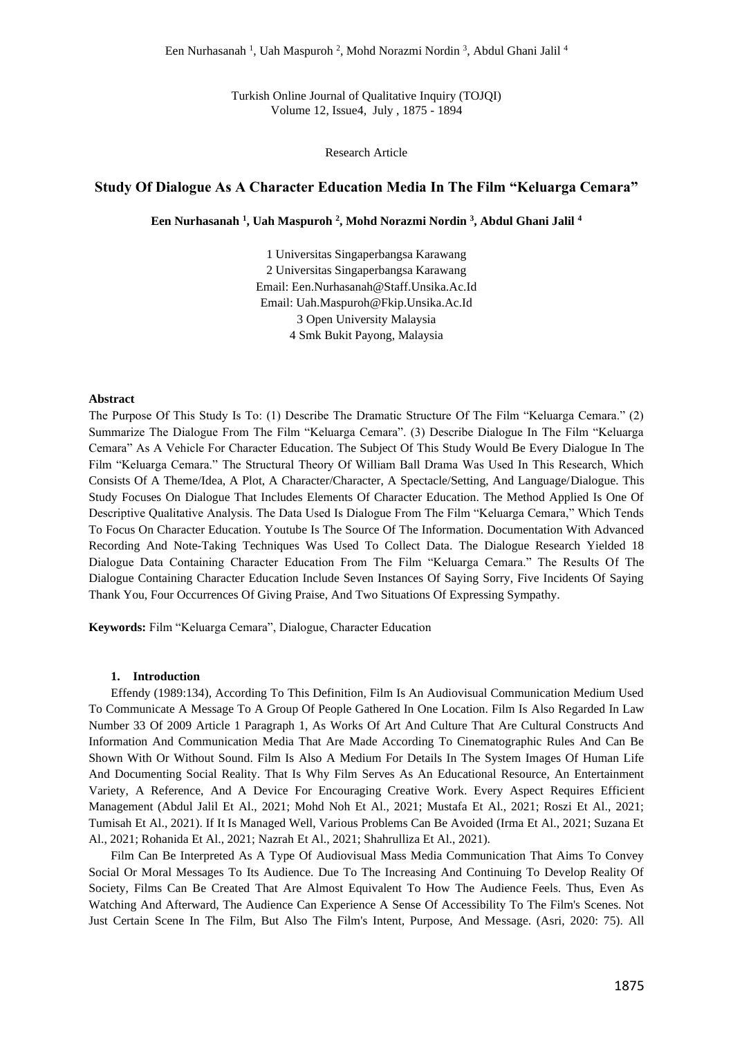Research Article

# Study Of Dialogue As A Character Education Media In The Film "Keluarga Cemara"

**Een Nurhasanah [1], Uah Maspuroh [2], Mohd Norazmi Nordin [3], Abdul Ghani Jalil [4]**

1 Universitas Singaperbangsa Karawang
2 Universitas Singaperbangsa Karawang
Email: Een.Nurhasanah@Staff.Unsika.Ac.Id
Email: Uah.Maspuroh@Fkip.Unsika.Ac.Id
3 Open University Malaysia
4 Smk Bukit Payong, Malaysia

**Abstract**

The Purpose Of This Study Is To: (1) Describe The Dramatic Structure Of The Film "Keluarga Cemara." (2) Summarize The Dialogue From The Film "Keluarga Cemara". (3) Describe Dialogue In The Film "Keluarga Cemara" As A Vehicle For Character Education. The Subject Of This Study Would Be Every Dialogue In The Film "Keluarga Cemara." The Structural Theory Of William Ball Drama Was Used In This Research, Which Consists Of A Theme/Idea, A Plot, A Character/Character, A Spectacle/Setting, And Language/Dialogue. This Study Focuses On Dialogue That Includes Elements Of Character Education. The Method Applied Is One Of Descriptive Qualitative Analysis. The Data Used Is Dialogue From The Film "Keluarga Cemara," Which Tends To Focus On Character Education. Youtube Is The Source Of The Information. Documentation With Advanced Recording And Note-Taking Techniques Was Used To Collect Data. The Dialogue Research Yielded 18 Dialogue Data Containing Character Education From The Film "Keluarga Cemara." The Results Of The Dialogue Containing Character Education Include Seven Instances Of Saying Sorry, Five Incidents Of Saying Thank You, Four Occurrences Of Giving Praise, And Two Situations Of Expressing Sympathy.

**Keywords:** Film "Keluarga Cemara", Dialogue, Character Education

## 1. Introduction

Effendy (1989:134), According To This Definition, Film Is An Audiovisual Communication Medium Used To Communicate A Message To A Group Of People Gathered In One Location. Film Is Also Regarded In Law Number 33 Of 2009 Article 1 Paragraph 1, As Works Of Art And Culture That Are Cultural Constructs And Information And Communication Media That Are Made According To Cinematographic Rules And Can Be Shown With Or Without Sound. Film Is Also A Medium For Details In The System Images Of Human Life And Documenting Social Reality. That Is Why Film Serves As An Educational Resource, An Entertainment Variety, A Reference, And A Device For Encouraging Creative Work. Every Aspect Requires Efficient Management (Abdul Jalil Et Al., 2021; Mohd Noh Et Al., 2021; Mustafa Et Al., 2021; Roszi Et Al., 2021; Tumisah Et Al., 2021). If It Is Managed Well, Various Problems Can Be Avoided (Irma Et Al., 2021; Suzana Et Al., 2021; Rohanida Et Al., 2021; Nazrah Et Al., 2021; Shahrulliza Et Al., 2021).

Film Can Be Interpreted As A Type Of Audiovisual Mass Media Communication That Aims To Convey Social Or Moral Messages To Its Audience. Due To The Increasing And Continuing To Develop Reality Of Society, Films Can Be Created That Are Almost Equivalent To How The Audience Feels. Thus, Even As Watching And Afterward, The Audience Can Experience A Sense Of Accessibility To The Film's Scenes. Not Just Certain Scene In The Film, But Also The Film's Intent, Purpose, And Message. (Asri, 2020: 75). All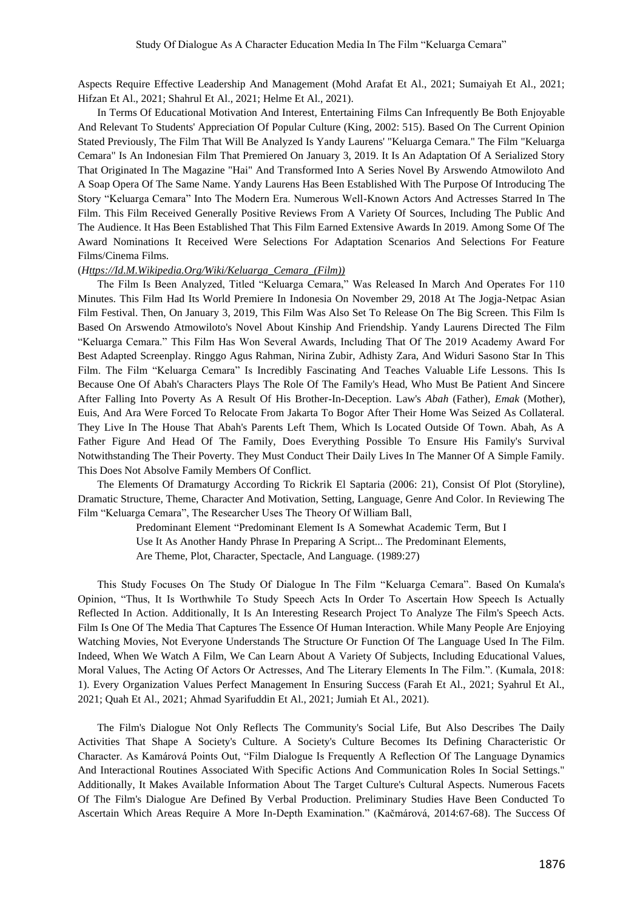Aspects Require Effective Leadership And Management (Mohd Arafat Et Al., 2021; Sumaiyah Et Al., 2021; Hifzan Et Al., 2021; Shahrul Et Al., 2021; Helme Et Al., 2021).

In Terms Of Educational Motivation And Interest, Entertaining Films Can Infrequently Be Both Enjoyable And Relevant To Students' Appreciation Of Popular Culture (King, 2002: 515). Based On The Current Opinion Stated Previously, The Film That Will Be Analyzed Is Yandy Laurens' "Keluarga Cemara." The Film "Keluarga Cemara" Is An Indonesian Film That Premiered On January 3, 2019. It Is An Adaptation Of A Serialized Story That Originated In The Magazine "Hai" And Transformed Into A Series Novel By Arswendo Atmowiloto And A Soap Opera Of The Same Name. Yandy Laurens Has Been Established With The Purpose Of Introducing The Story "Keluarga Cemara" Into The Modern Era. Numerous Well-Known Actors And Actresses Starred In The Film. This Film Received Generally Positive Reviews From A Variety Of Sources, Including The Public And The Audience. It Has Been Established That This Film Earned Extensive Awards In 2019. Among Some Of The Award Nominations It Received Were Selections For Adaptation Scenarios And Selections For Feature Films/Cinema Films.

(*Https://Id.M.Wikipedia.Org/Wiki/Keluarga_Cemara_(Film)*)

The Film Is Been Analyzed, Titled "Keluarga Cemara," Was Released In March And Operates For 110 Minutes. This Film Had Its World Premiere In Indonesia On November 29, 2018 At The Jogja-Netpac Asian Film Festival. Then, On January 3, 2019, This Film Was Also Set To Release On The Big Screen. This Film Is Based On Arswendo Atmowiloto's Novel About Kinship And Friendship. Yandy Laurens Directed The Film "Keluarga Cemara." This Film Has Won Several Awards, Including That Of The 2019 Academy Award For Best Adapted Screenplay. Ringgo Agus Rahman, Nirina Zubir, Adhisty Zara, And Widuri Sasono Star In This Film. The Film "Keluarga Cemara" Is Incredibly Fascinating And Teaches Valuable Life Lessons. This Is Because One Of Abah's Characters Plays The Role Of The Family's Head, Who Must Be Patient And Sincere After Falling Into Poverty As A Result Of His Brother-In-Deception. Law's *Abah* (Father), *Emak* (Mother), Euis, And Ara Were Forced To Relocate From Jakarta To Bogor After Their Home Was Seized As Collateral. They Live In The House That Abah's Parents Left Them, Which Is Located Outside Of Town. Abah, As A Father Figure And Head Of The Family, Does Everything Possible To Ensure His Family's Survival Notwithstanding The Their Poverty. They Must Conduct Their Daily Lives In The Manner Of A Simple Family. This Does Not Absolve Family Members Of Conflict.

The Elements Of Dramaturgy According To Rickrik El Saptaria (2006: 21), Consist Of Plot (Storyline), Dramatic Structure, Theme, Character And Motivation, Setting, Language, Genre And Color. In Reviewing The Film "Keluarga Cemara", The Researcher Uses The Theory Of William Ball,

> Predominant Element "Predominant Element Is A Somewhat Academic Term, But I Use It As Another Handy Phrase In Preparing A Script... The Predominant Elements, Are Theme, Plot, Character, Spectacle, And Language. (1989:27)

This Study Focuses On The Study Of Dialogue In The Film "Keluarga Cemara". Based On Kumala's Opinion, "Thus, It Is Worthwhile To Study Speech Acts In Order To Ascertain How Speech Is Actually Reflected In Action. Additionally, It Is An Interesting Research Project To Analyze The Film's Speech Acts. Film Is One Of The Media That Captures The Essence Of Human Interaction. While Many People Are Enjoying Watching Movies, Not Everyone Understands The Structure Or Function Of The Language Used In The Film. Indeed, When We Watch A Film, We Can Learn About A Variety Of Subjects, Including Educational Values, Moral Values, The Acting Of Actors Or Actresses, And The Literary Elements In The Film.". (Kumala, 2018: 1). Every Organization Values Perfect Management In Ensuring Success (Farah Et Al., 2021; Syahrul Et Al., 2021; Quah Et Al., 2021; Ahmad Syarifuddin Et Al., 2021; Jumiah Et Al., 2021).

The Film's Dialogue Not Only Reflects The Community's Social Life, But Also Describes The Daily Activities That Shape A Society's Culture. A Society's Culture Becomes Its Defining Characteristic Or Character. As Kamárová Points Out, "Film Dialogue Is Frequently A Reflection Of The Language Dynamics And Interactional Routines Associated With Specific Actions And Communication Roles In Social Settings." Additionally, It Makes Available Information About The Target Culture's Cultural Aspects. Numerous Facets Of The Film's Dialogue Are Defined By Verbal Production. Preliminary Studies Have Been Conducted To Ascertain Which Areas Require A More In-Depth Examination." (Kačmárová, 2014:67-68). The Success Of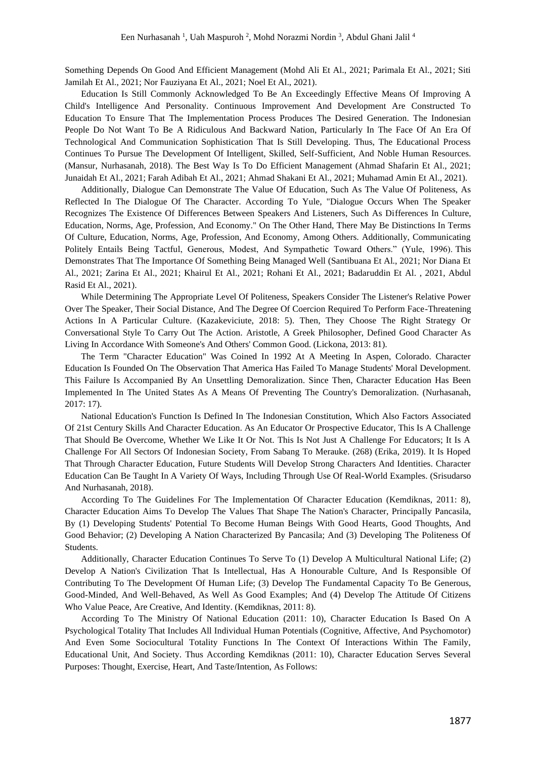Something Depends On Good And Efficient Management (Mohd Ali Et Al., 2021; Parimala Et Al., 2021; Siti Jamilah Et Al., 2021; Nor Fauziyana Et Al., 2021; Noel Et Al., 2021).

Education Is Still Commonly Acknowledged To Be An Exceedingly Effective Means Of Improving A Child's Intelligence And Personality. Continuous Improvement And Development Are Constructed To Education To Ensure That The Implementation Process Produces The Desired Generation. The Indonesian People Do Not Want To Be A Ridiculous And Backward Nation, Particularly In The Face Of An Era Of Technological And Communication Sophistication That Is Still Developing. Thus, The Educational Process Continues To Pursue The Development Of Intelligent, Skilled, Self-Sufficient, And Noble Human Resources. (Mansur, Nurhasanah, 2018). The Best Way Is To Do Efficient Management (Ahmad Shafarin Et Al., 2021; Junaidah Et Al., 2021; Farah Adibah Et Al., 2021; Ahmad Shakani Et Al., 2021; Muhamad Amin Et Al., 2021).

Additionally, Dialogue Can Demonstrate The Value Of Education, Such As The Value Of Politeness, As Reflected In The Dialogue Of The Character. According To Yule, "Dialogue Occurs When The Speaker Recognizes The Existence Of Differences Between Speakers And Listeners, Such As Differences In Culture, Education, Norms, Age, Profession, And Economy." On The Other Hand, There May Be Distinctions In Terms Of Culture, Education, Norms, Age, Profession, And Economy, Among Others. Additionally, Communicating Politely Entails Being Tactful, Generous, Modest, And Sympathetic Toward Others." (Yule, 1996). This Demonstrates That The Importance Of Something Being Managed Well (Santibuana Et Al., 2021; Nor Diana Et Al., 2021; Zarina Et Al., 2021; Khairul Et Al., 2021; Rohani Et Al., 2021; Badaruddin Et Al. , 2021, Abdul Rasid Et Al., 2021).

While Determining The Appropriate Level Of Politeness, Speakers Consider The Listener's Relative Power Over The Speaker, Their Social Distance, And The Degree Of Coercion Required To Perform Face-Threatening Actions In A Particular Culture. (Kazakeviciute, 2018: 5). Then, They Choose The Right Strategy Or Conversational Style To Carry Out The Action. Aristotle, A Greek Philosopher, Defined Good Character As Living In Accordance With Someone's And Others' Common Good. (Lickona, 2013: 81).

The Term "Character Education" Was Coined In 1992 At A Meeting In Aspen, Colorado. Character Education Is Founded On The Observation That America Has Failed To Manage Students' Moral Development. This Failure Is Accompanied By An Unsettling Demoralization. Since Then, Character Education Has Been Implemented In The United States As A Means Of Preventing The Country's Demoralization. (Nurhasanah, 2017: 17).

National Education's Function Is Defined In The Indonesian Constitution, Which Also Factors Associated Of 21st Century Skills And Character Education. As An Educator Or Prospective Educator, This Is A Challenge That Should Be Overcome, Whether We Like It Or Not. This Is Not Just A Challenge For Educators; It Is A Challenge For All Sectors Of Indonesian Society, From Sabang To Merauke. (268) (Erika, 2019). It Is Hoped That Through Character Education, Future Students Will Develop Strong Characters And Identities. Character Education Can Be Taught In A Variety Of Ways, Including Through Use Of Real-World Examples. (Srisudarso And Nurhasanah, 2018).

According To The Guidelines For The Implementation Of Character Education (Kemdiknas, 2011: 8), Character Education Aims To Develop The Values That Shape The Nation's Character, Principally Pancasila, By (1) Developing Students' Potential To Become Human Beings With Good Hearts, Good Thoughts, And Good Behavior; (2) Developing A Nation Characterized By Pancasila; And (3) Developing The Politeness Of Students.

Additionally, Character Education Continues To Serve To (1) Develop A Multicultural National Life; (2) Develop A Nation's Civilization That Is Intellectual, Has A Honourable Culture, And Is Responsible Of Contributing To The Development Of Human Life; (3) Develop The Fundamental Capacity To Be Generous, Good-Minded, And Well-Behaved, As Well As Good Examples; And (4) Develop The Attitude Of Citizens Who Value Peace, Are Creative, And Identity. (Kemdiknas, 2011: 8).

According To The Ministry Of National Education (2011: 10), Character Education Is Based On A Psychological Totality That Includes All Individual Human Potentials (Cognitive, Affective, And Psychomotor) And Even Some Sociocultural Totality Functions In The Context Of Interactions Within The Family, Educational Unit, And Society. Thus According Kemdiknas (2011: 10), Character Education Serves Several Purposes: Thought, Exercise, Heart, And Taste/Intention, As Follows: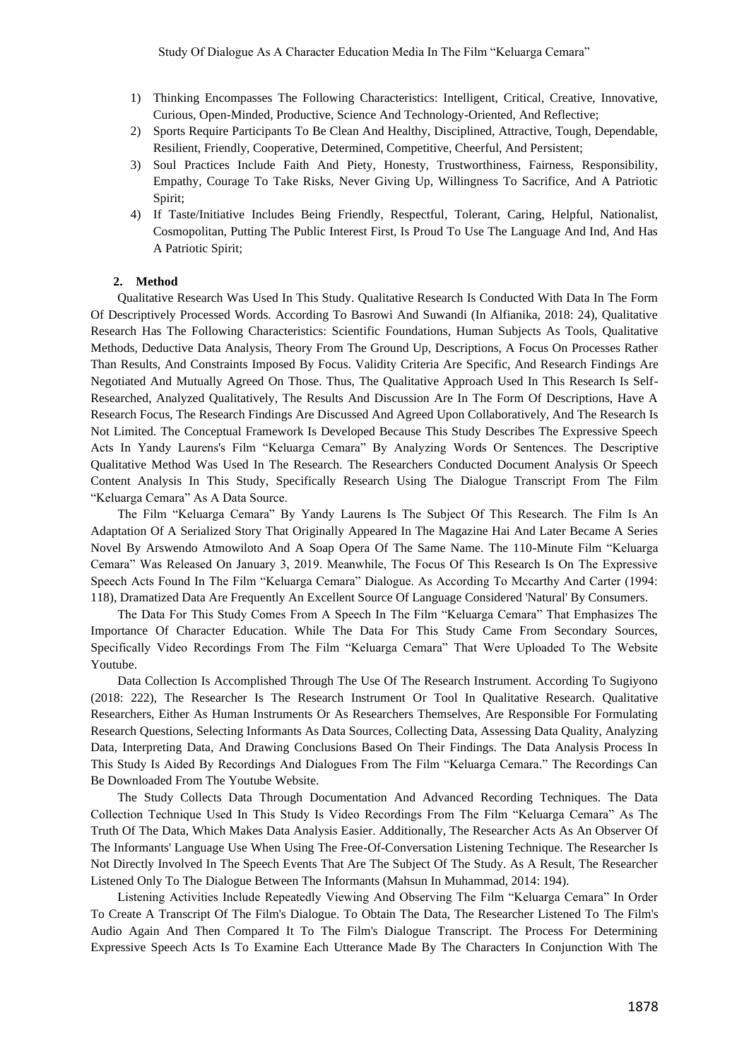1) Thinking Encompasses The Following Characteristics: Intelligent, Critical, Creative, Innovative, Curious, Open-Minded, Productive, Science And Technology-Oriented, And Reflective;
2) Sports Require Participants To Be Clean And Healthy, Disciplined, Attractive, Tough, Dependable, Resilient, Friendly, Cooperative, Determined, Competitive, Cheerful, And Persistent;
3) Soul Practices Include Faith And Piety, Honesty, Trustworthiness, Fairness, Responsibility, Empathy, Courage To Take Risks, Never Giving Up, Willingness To Sacrifice, And A Patriotic Spirit;
4) If Taste/Initiative Includes Being Friendly, Respectful, Tolerant, Caring, Helpful, Nationalist, Cosmopolitan, Putting The Public Interest First, Is Proud To Use The Language And Ind, And Has A Patriotic Spirit;

## 2. Method

Qualitative Research Was Used In This Study. Qualitative Research Is Conducted With Data In The Form Of Descriptively Processed Words. According To Basrowi And Suwandi (In Alfianika, 2018: 24), Qualitative Research Has The Following Characteristics: Scientific Foundations, Human Subjects As Tools, Qualitative Methods, Deductive Data Analysis, Theory From The Ground Up, Descriptions, A Focus On Processes Rather Than Results, And Constraints Imposed By Focus. Validity Criteria Are Specific, And Research Findings Are Negotiated And Mutually Agreed On Those. Thus, The Qualitative Approach Used In This Research Is Self-Researched, Analyzed Qualitatively, The Results And Discussion Are In The Form Of Descriptions, Have A Research Focus, The Research Findings Are Discussed And Agreed Upon Collaboratively, And The Research Is Not Limited. The Conceptual Framework Is Developed Because This Study Describes The Expressive Speech Acts In Yandy Laurens's Film "Keluarga Cemara" By Analyzing Words Or Sentences. The Descriptive Qualitative Method Was Used In The Research. The Researchers Conducted Document Analysis Or Speech Content Analysis In This Study, Specifically Research Using The Dialogue Transcript From The Film "Keluarga Cemara" As A Data Source.

The Film "Keluarga Cemara" By Yandy Laurens Is The Subject Of This Research. The Film Is An Adaptation Of A Serialized Story That Originally Appeared In The Magazine Hai And Later Became A Series Novel By Arswendo Atmowiloto And A Soap Opera Of The Same Name. The 110-Minute Film "Keluarga Cemara" Was Released On January 3, 2019. Meanwhile, The Focus Of This Research Is On The Expressive Speech Acts Found In The Film "Keluarga Cemara" Dialogue. As According To Mccarthy And Carter (1994: 118), Dramatized Data Are Frequently An Excellent Source Of Language Considered 'Natural' By Consumers.

The Data For This Study Comes From A Speech In The Film "Keluarga Cemara" That Emphasizes The Importance Of Character Education. While The Data For This Study Came From Secondary Sources, Specifically Video Recordings From The Film "Keluarga Cemara" That Were Uploaded To The Website Youtube.

Data Collection Is Accomplished Through The Use Of The Research Instrument. According To Sugiyono (2018: 222), The Researcher Is The Research Instrument Or Tool In Qualitative Research. Qualitative Researchers, Either As Human Instruments Or As Researchers Themselves, Are Responsible For Formulating Research Questions, Selecting Informants As Data Sources, Collecting Data, Assessing Data Quality, Analyzing Data, Interpreting Data, And Drawing Conclusions Based On Their Findings. The Data Analysis Process In This Study Is Aided By Recordings And Dialogues From The Film "Keluarga Cemara." The Recordings Can Be Downloaded From The Youtube Website.

The Study Collects Data Through Documentation And Advanced Recording Techniques. The Data Collection Technique Used In This Study Is Video Recordings From The Film "Keluarga Cemara" As The Truth Of The Data, Which Makes Data Analysis Easier. Additionally, The Researcher Acts As An Observer Of The Informants' Language Use When Using The Free-Of-Conversation Listening Technique. The Researcher Is Not Directly Involved In The Speech Events That Are The Subject Of The Study. As A Result, The Researcher Listened Only To The Dialogue Between The Informants (Mahsun In Muhammad, 2014: 194).

Listening Activities Include Repeatedly Viewing And Observing The Film "Keluarga Cemara" In Order To Create A Transcript Of The Film's Dialogue. To Obtain The Data, The Researcher Listened To The Film's Audio Again And Then Compared It To The Film's Dialogue Transcript. The Process For Determining Expressive Speech Acts Is To Examine Each Utterance Made By The Characters In Conjunction With The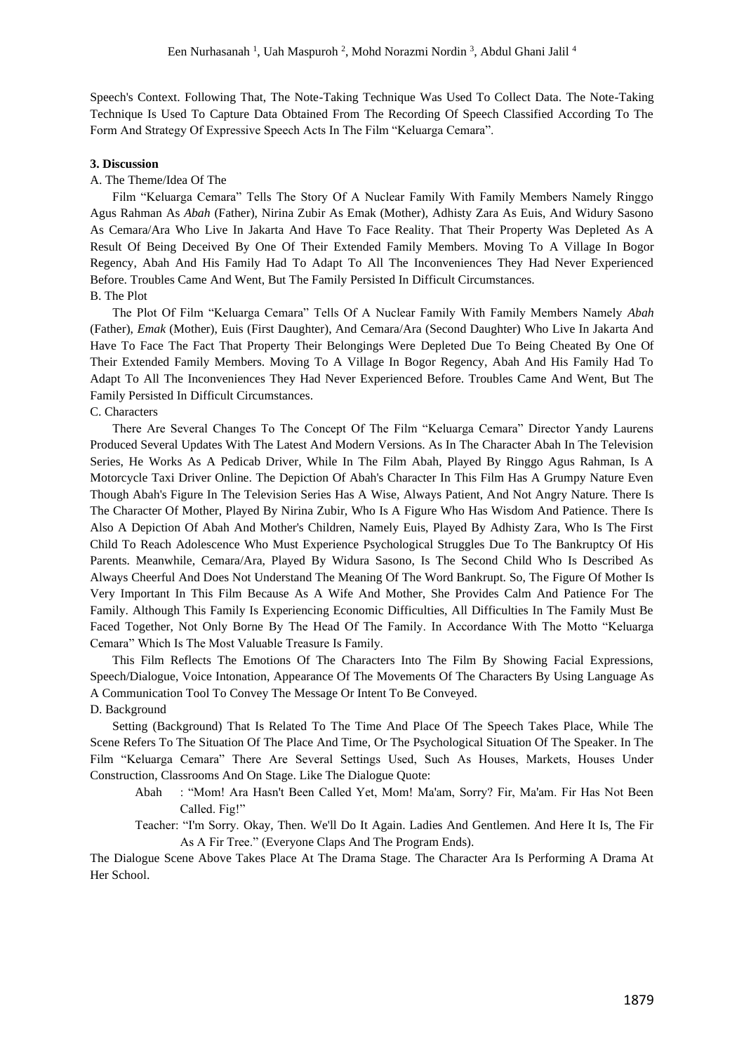Speech's Context. Following That, The Note-Taking Technique Was Used To Collect Data. The Note-Taking Technique Is Used To Capture Data Obtained From The Recording Of Speech Classified According To The Form And Strategy Of Expressive Speech Acts In The Film "Keluarga Cemara".

**3. Discussion**

A. The Theme/Idea Of The

Film "Keluarga Cemara" Tells The Story Of A Nuclear Family With Family Members Namely Ringgo Agus Rahman As *Abah* (Father), Nirina Zubir As Emak (Mother), Adhisty Zara As Euis, And Widury Sasono As Cemara/Ara Who Live In Jakarta And Have To Face Reality. That Their Property Was Depleted As A Result Of Being Deceived By One Of Their Extended Family Members. Moving To A Village In Bogor Regency, Abah And His Family Had To Adapt To All The Inconveniences They Had Never Experienced Before. Troubles Came And Went, But The Family Persisted In Difficult Circumstances.

B. The Plot

The Plot Of Film "Keluarga Cemara" Tells Of A Nuclear Family With Family Members Namely *Abah* (Father), *Emak* (Mother), Euis (First Daughter), And Cemara/Ara (Second Daughter) Who Live In Jakarta And Have To Face The Fact That Property Their Belongings Were Depleted Due To Being Cheated By One Of Their Extended Family Members. Moving To A Village In Bogor Regency, Abah And His Family Had To Adapt To All The Inconveniences They Had Never Experienced Before. Troubles Came And Went, But The Family Persisted In Difficult Circumstances.

C. Characters

There Are Several Changes To The Concept Of The Film "Keluarga Cemara" Director Yandy Laurens Produced Several Updates With The Latest And Modern Versions. As In The Character Abah In The Television Series, He Works As A Pedicab Driver, While In The Film Abah, Played By Ringgo Agus Rahman, Is A Motorcycle Taxi Driver Online. The Depiction Of Abah's Character In This Film Has A Grumpy Nature Even Though Abah's Figure In The Television Series Has A Wise, Always Patient, And Not Angry Nature. There Is The Character Of Mother, Played By Nirina Zubir, Who Is A Figure Who Has Wisdom And Patience. There Is Also A Depiction Of Abah And Mother's Children, Namely Euis, Played By Adhisty Zara, Who Is The First Child To Reach Adolescence Who Must Experience Psychological Struggles Due To The Bankruptcy Of His Parents. Meanwhile, Cemara/Ara, Played By Widura Sasono, Is The Second Child Who Is Described As Always Cheerful And Does Not Understand The Meaning Of The Word Bankrupt. So, The Figure Of Mother Is Very Important In This Film Because As A Wife And Mother, She Provides Calm And Patience For The Family. Although This Family Is Experiencing Economic Difficulties, All Difficulties In The Family Must Be Faced Together, Not Only Borne By The Head Of The Family. In Accordance With The Motto "Keluarga Cemara" Which Is The Most Valuable Treasure Is Family.

This Film Reflects The Emotions Of The Characters Into The Film By Showing Facial Expressions, Speech/Dialogue, Voice Intonation, Appearance Of The Movements Of The Characters By Using Language As A Communication Tool To Convey The Message Or Intent To Be Conveyed.

D. Background

Setting (Background) That Is Related To The Time And Place Of The Speech Takes Place, While The Scene Refers To The Situation Of The Place And Time, Or The Psychological Situation Of The Speaker. In The Film "Keluarga Cemara" There Are Several Settings Used, Such As Houses, Markets, Houses Under Construction, Classrooms And On Stage. Like The Dialogue Quote:

> Abah : "Mom! Ara Hasn't Been Called Yet, Mom! Ma'am, Sorry? Fir, Ma'am. Fir Has Not Been Called. Fig!"
>
> Teacher: "I'm Sorry. Okay, Then. We'll Do It Again. Ladies And Gentlemen. And Here It Is, The Fir As A Fir Tree." (Everyone Claps And The Program Ends).

The Dialogue Scene Above Takes Place At The Drama Stage. The Character Ara Is Performing A Drama At Her School.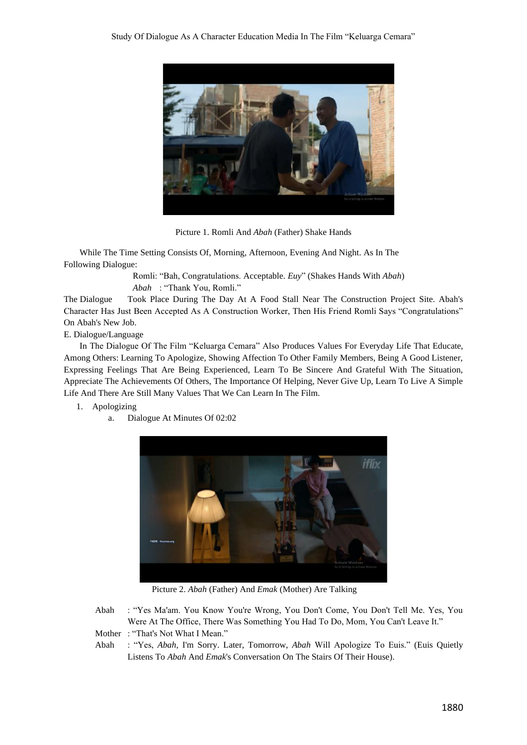Picture 1. Romli And *Abah* (Father) Shake Hands

While The Time Setting Consists Of, Morning, Afternoon, Evening And Night. As In The Following Dialogue:

Romli: "Bah, Congratulations. Acceptable. *Euy*" (Shakes Hands With *Abah*)

*Abah* : "Thank You, Romli."

The Dialogue Took Place During The Day At A Food Stall Near The Construction Project Site. Abah's Character Has Just Been Accepted As A Construction Worker, Then His Friend Romli Says "Congratulations" On Abah's New Job.

E. Dialogue/Language

In The Dialogue Of The Film "Keluarga Cemara" Also Produces Values For Everyday Life That Educate, Among Others: Learning To Apologize, Showing Affection To Other Family Members, Being A Good Listener, Expressing Feelings That Are Being Experienced, Learn To Be Sincere And Grateful With The Situation, Appreciate The Achievements Of Others, The Importance Of Helping, Never Give Up, Learn To Live A Simple Life And There Are Still Many Values That We Can Learn In The Film.

1. Apologizing
   a. Dialogue At Minutes Of 02:02

Picture 2. *Abah* (Father) And *Emak* (Mother) Are Talking

Abah : "Yes Ma'am. You Know You're Wrong, You Don't Come, You Don't Tell Me. Yes, You Were At The Office, There Was Something You Had To Do, Mom, You Can't Leave It."

Mother : "That's Not What I Mean."

Abah : "Yes, *Abah*, I'm Sorry. Later, Tomorrow, *Abah* Will Apologize To Euis." (Euis Quietly Listens To *Abah* And *Emak*'s Conversation On The Stairs Of Their House).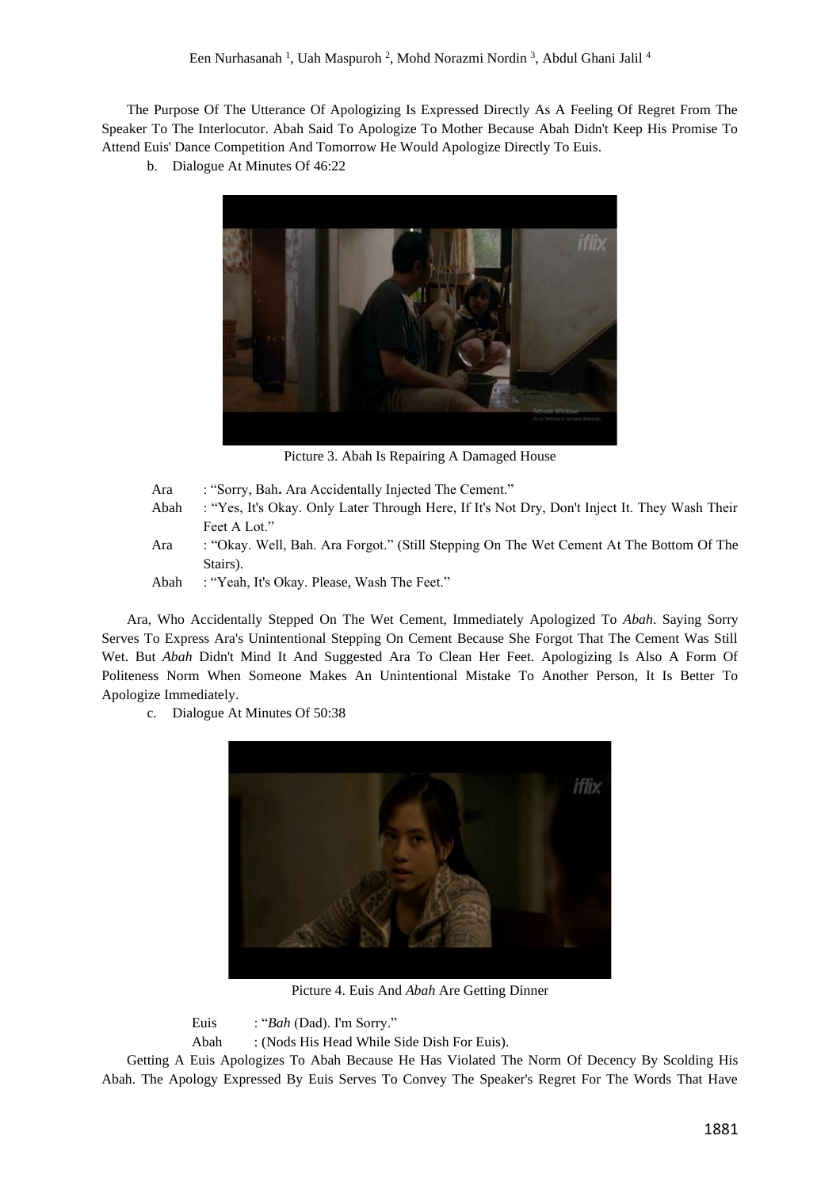The Purpose Of The Utterance Of Apologizing Is Expressed Directly As A Feeling Of Regret From The Speaker To The Interlocutor. Abah Said To Apologize To Mother Because Abah Didn't Keep His Promise To Attend Euis' Dance Competition And Tomorrow He Would Apologize Directly To Euis.

b. Dialogue At Minutes Of 46:22

Picture 3. Abah Is Repairing A Damaged House

Ara : "Sorry, Bah**.** Ara Accidentally Injected The Cement."

Abah : "Yes, It's Okay. Only Later Through Here, If It's Not Dry, Don't Inject It. They Wash Their Feet A Lot."

Ara : "Okay. Well, Bah. Ara Forgot." (Still Stepping On The Wet Cement At The Bottom Of The Stairs).

Abah : "Yeah, It's Okay. Please, Wash The Feet."

Ara, Who Accidentally Stepped On The Wet Cement, Immediately Apologized To *Abah*. Saying Sorry Serves To Express Ara's Unintentional Stepping On Cement Because She Forgot That The Cement Was Still Wet. But *Abah* Didn't Mind It And Suggested Ara To Clean Her Feet. Apologizing Is Also A Form Of Politeness Norm When Someone Makes An Unintentional Mistake To Another Person, It Is Better To Apologize Immediately.

c. Dialogue At Minutes Of 50:38

Picture 4. Euis And *Abah* Are Getting Dinner

Euis : "*Bah* (Dad). I'm Sorry."

Abah : (Nods His Head While Side Dish For Euis).

Getting A Euis Apologizes To Abah Because He Has Violated The Norm Of Decency By Scolding His Abah. The Apology Expressed By Euis Serves To Convey The Speaker's Regret For The Words That Have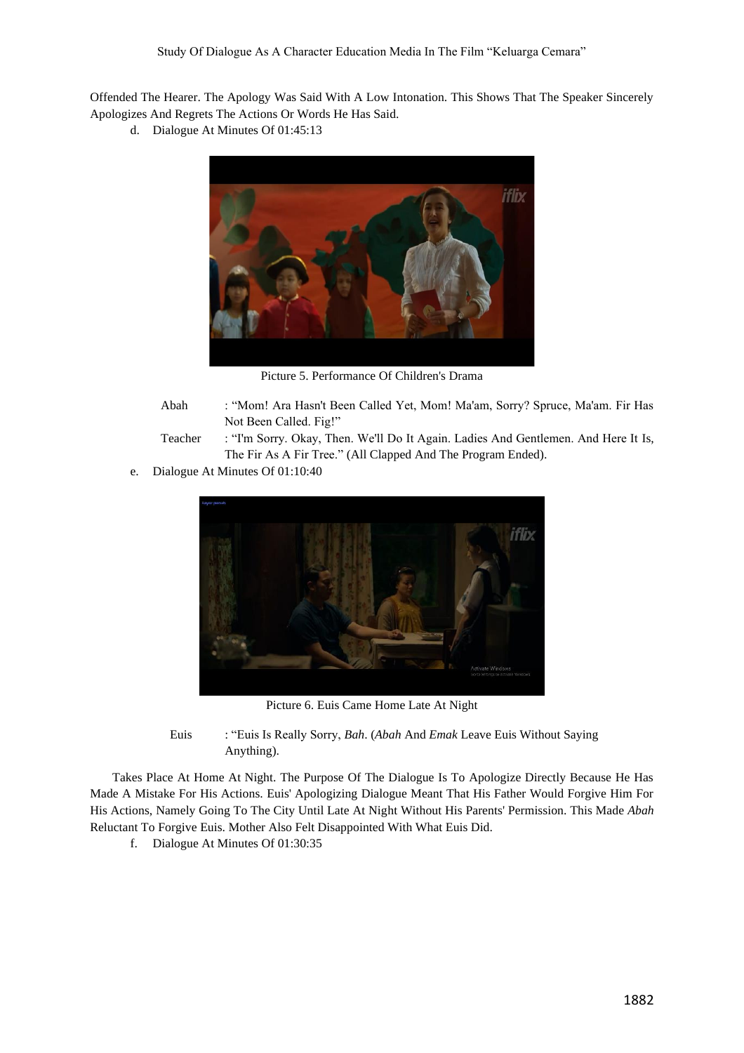Offended The Hearer. The Apology Was Said With A Low Intonation. This Shows That The Speaker Sincerely Apologizes And Regrets The Actions Or Words He Has Said.

d. Dialogue At Minutes Of 01:45:13

Picture 5. Performance Of Children's Drama

Abah : "Mom! Ara Hasn't Been Called Yet, Mom! Ma'am, Sorry? Spruce, Ma'am. Fir Has Not Been Called. Fig!"

Teacher : "I'm Sorry. Okay, Then. We'll Do It Again. Ladies And Gentlemen. And Here It Is, The Fir As A Fir Tree." (All Clapped And The Program Ended).

e. Dialogue At Minutes Of 01:10:40

Picture 6. Euis Came Home Late At Night

Euis : "Euis Is Really Sorry, *Bah*. (*Abah* And *Emak* Leave Euis Without Saying Anything).

Takes Place At Home At Night. The Purpose Of The Dialogue Is To Apologize Directly Because He Has Made A Mistake For His Actions. Euis' Apologizing Dialogue Meant That His Father Would Forgive Him For His Actions, Namely Going To The City Until Late At Night Without His Parents' Permission. This Made *Abah* Reluctant To Forgive Euis. Mother Also Felt Disappointed With What Euis Did.

f. Dialogue At Minutes Of 01:30:35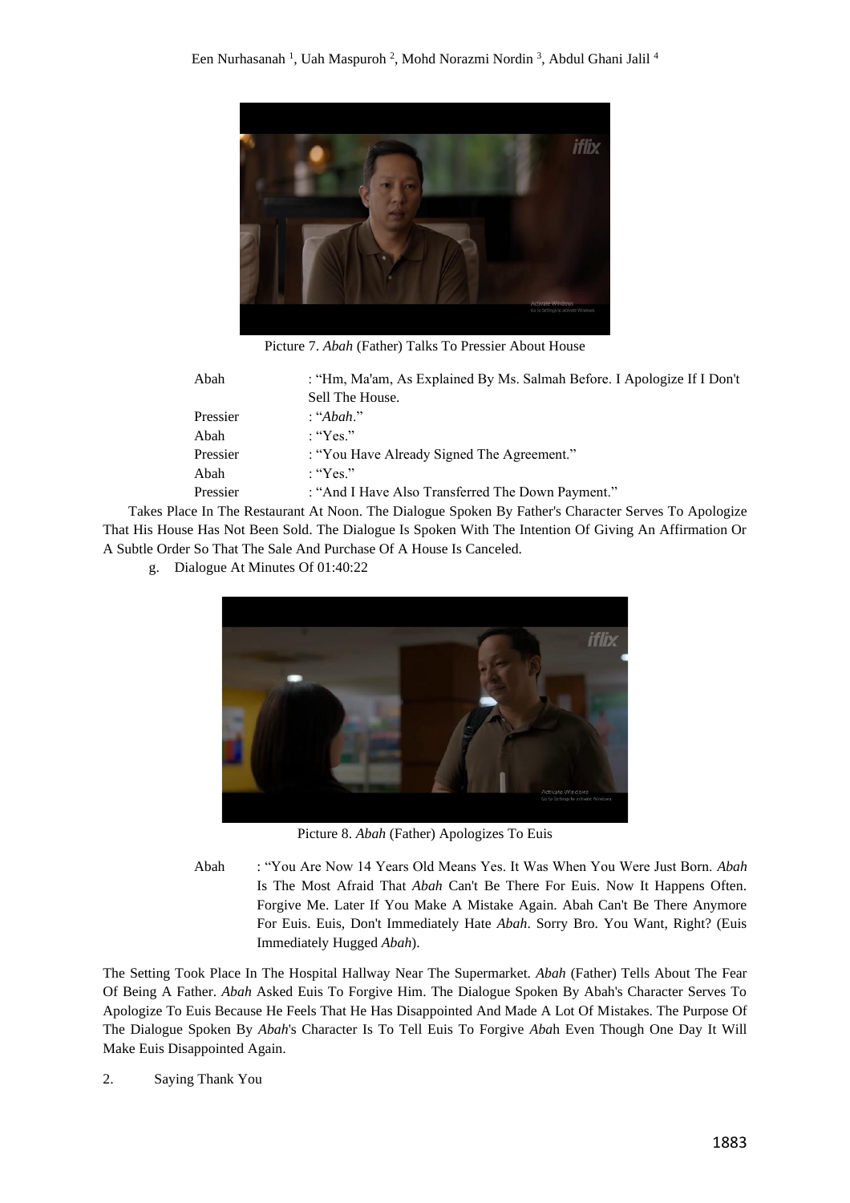Picture 7. *Abah* (Father) Talks To Pressier About House

| | |
|---|---|
| Abah | : "Hm, Ma'am, As Explained By Ms. Salmah Before. I Apologize If I Don't Sell The House. |
| Pressier | : "*Abah*." |
| Abah | : "Yes." |
| Pressier | : "You Have Already Signed The Agreement." |
| Abah | : "Yes." |
| Pressier | : "And I Have Also Transferred The Down Payment." |

Takes Place In The Restaurant At Noon. The Dialogue Spoken By Father's Character Serves To Apologize That His House Has Not Been Sold. The Dialogue Is Spoken With The Intention Of Giving An Affirmation Or A Subtle Order So That The Sale And Purchase Of A House Is Canceled.

g. Dialogue At Minutes Of 01:40:22

Picture 8. *Abah* (Father) Apologizes To Euis

Abah : "You Are Now 14 Years Old Means Yes. It Was When You Were Just Born. *Abah* Is The Most Afraid That *Abah* Can't Be There For Euis. Now It Happens Often. Forgive Me. Later If You Make A Mistake Again. Abah Can't Be There Anymore For Euis. Euis, Don't Immediately Hate *Abah*. Sorry Bro. You Want, Right? (Euis Immediately Hugged *Abah*).

The Setting Took Place In The Hospital Hallway Near The Supermarket. *Abah* (Father) Tells About The Fear Of Being A Father. *Abah* Asked Euis To Forgive Him. The Dialogue Spoken By Abah's Character Serves To Apologize To Euis Because He Feels That He Has Disappointed And Made A Lot Of Mistakes. The Purpose Of The Dialogue Spoken By *Abah*'s Character Is To Tell Euis To Forgive *Abah* Even Though One Day It Will Make Euis Disappointed Again.

2. Saying Thank You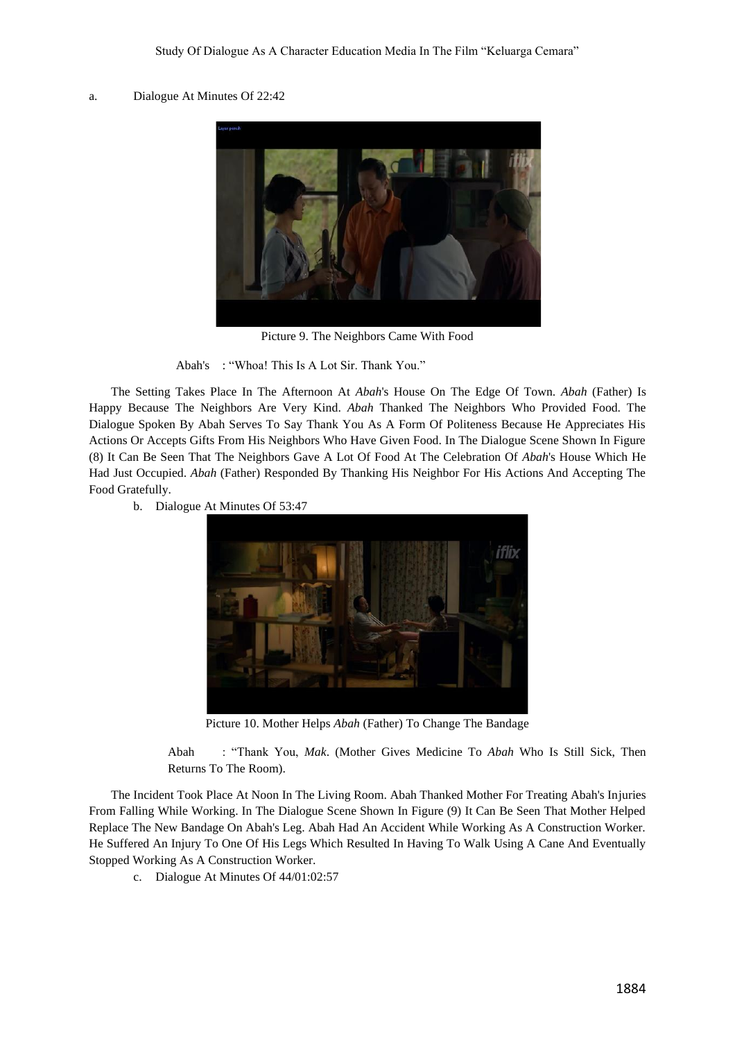a. Dialogue At Minutes Of 22:42

Picture 9. The Neighbors Came With Food

Abah's : "Whoa! This Is A Lot Sir. Thank You."

The Setting Takes Place In The Afternoon At *Abah*'s House On The Edge Of Town. *Abah* (Father) Is Happy Because The Neighbors Are Very Kind. *Abah* Thanked The Neighbors Who Provided Food. The Dialogue Spoken By Abah Serves To Say Thank You As A Form Of Politeness Because He Appreciates His Actions Or Accepts Gifts From His Neighbors Who Have Given Food. In The Dialogue Scene Shown In Figure (8) It Can Be Seen That The Neighbors Gave A Lot Of Food At The Celebration Of *Abah*'s House Which He Had Just Occupied. *Abah* (Father) Responded By Thanking His Neighbor For His Actions And Accepting The Food Gratefully.

b. Dialogue At Minutes Of 53:47

Picture 10. Mother Helps *Abah* (Father) To Change The Bandage

Abah : "Thank You, *Mak*. (Mother Gives Medicine To *Abah* Who Is Still Sick, Then Returns To The Room).

The Incident Took Place At Noon In The Living Room. Abah Thanked Mother For Treating Abah's Injuries From Falling While Working. In The Dialogue Scene Shown In Figure (9) It Can Be Seen That Mother Helped Replace The New Bandage On Abah's Leg. Abah Had An Accident While Working As A Construction Worker. He Suffered An Injury To One Of His Legs Which Resulted In Having To Walk Using A Cane And Eventually Stopped Working As A Construction Worker.

c. Dialogue At Minutes Of 44/01:02:57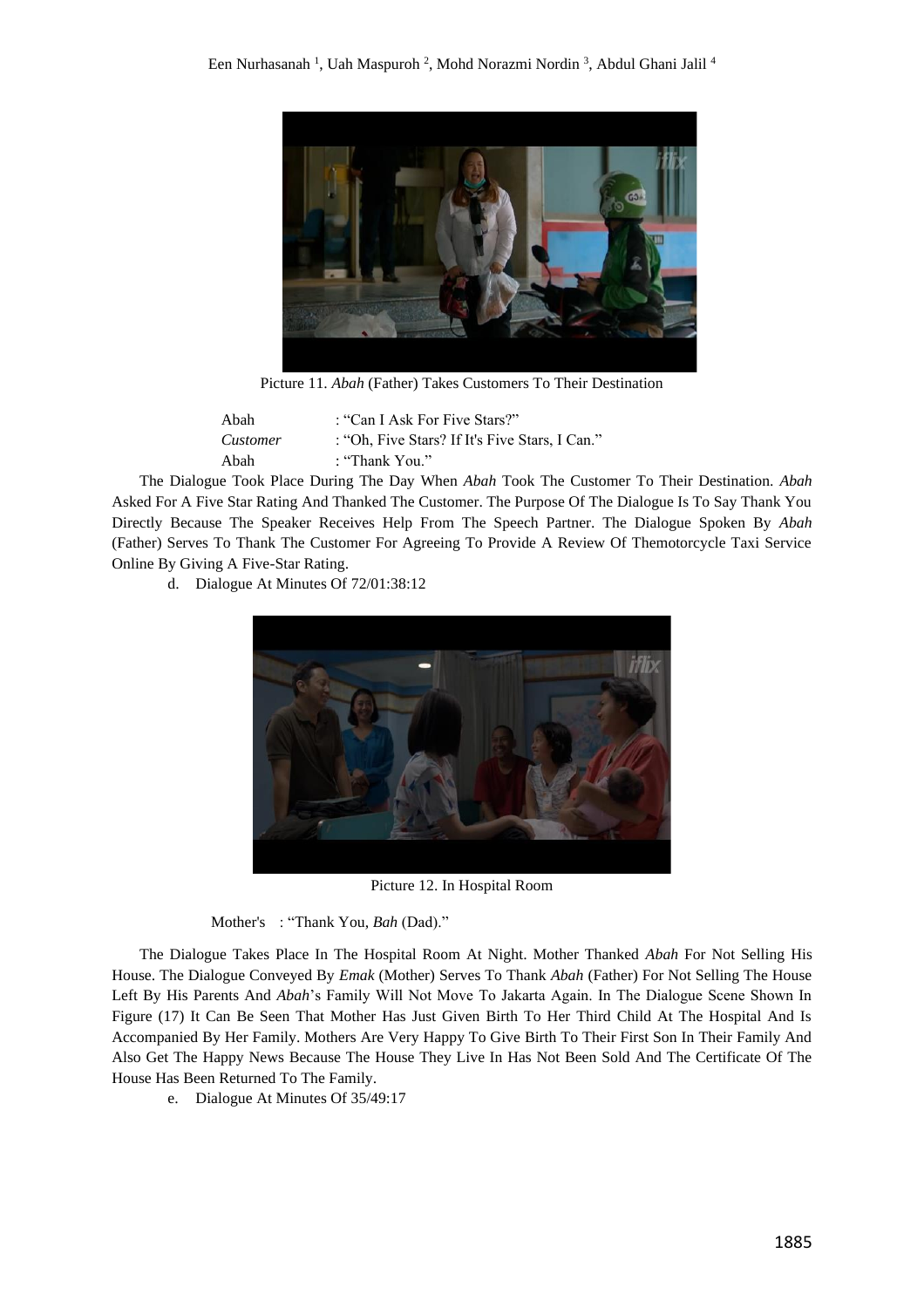Picture 11. *Abah* (Father) Takes Customers To Their Destination

Abah : "Can I Ask For Five Stars?"
*Customer* : "Oh, Five Stars? If It's Five Stars, I Can."
Abah : "Thank You."

The Dialogue Took Place During The Day When *Abah* Took The Customer To Their Destination. *Abah* Asked For A Five Star Rating And Thanked The Customer. The Purpose Of The Dialogue Is To Say Thank You Directly Because The Speaker Receives Help From The Speech Partner. The Dialogue Spoken By *Abah* (Father) Serves To Thank The Customer For Agreeing To Provide A Review Of Themotorcycle Taxi Service Online By Giving A Five-Star Rating.

d. Dialogue At Minutes Of 72/01:38:12

Picture 12. In Hospital Room

Mother's : "Thank You, *Bah* (Dad)."

The Dialogue Takes Place In The Hospital Room At Night. Mother Thanked *Abah* For Not Selling His House. The Dialogue Conveyed By *Emak* (Mother) Serves To Thank *Abah* (Father) For Not Selling The House Left By His Parents And *Abah*'s Family Will Not Move To Jakarta Again. In The Dialogue Scene Shown In Figure (17) It Can Be Seen That Mother Has Just Given Birth To Her Third Child At The Hospital And Is Accompanied By Her Family. Mothers Are Very Happy To Give Birth To Their First Son In Their Family And Also Get The Happy News Because The House They Live In Has Not Been Sold And The Certificate Of The House Has Been Returned To The Family.

e. Dialogue At Minutes Of 35/49:17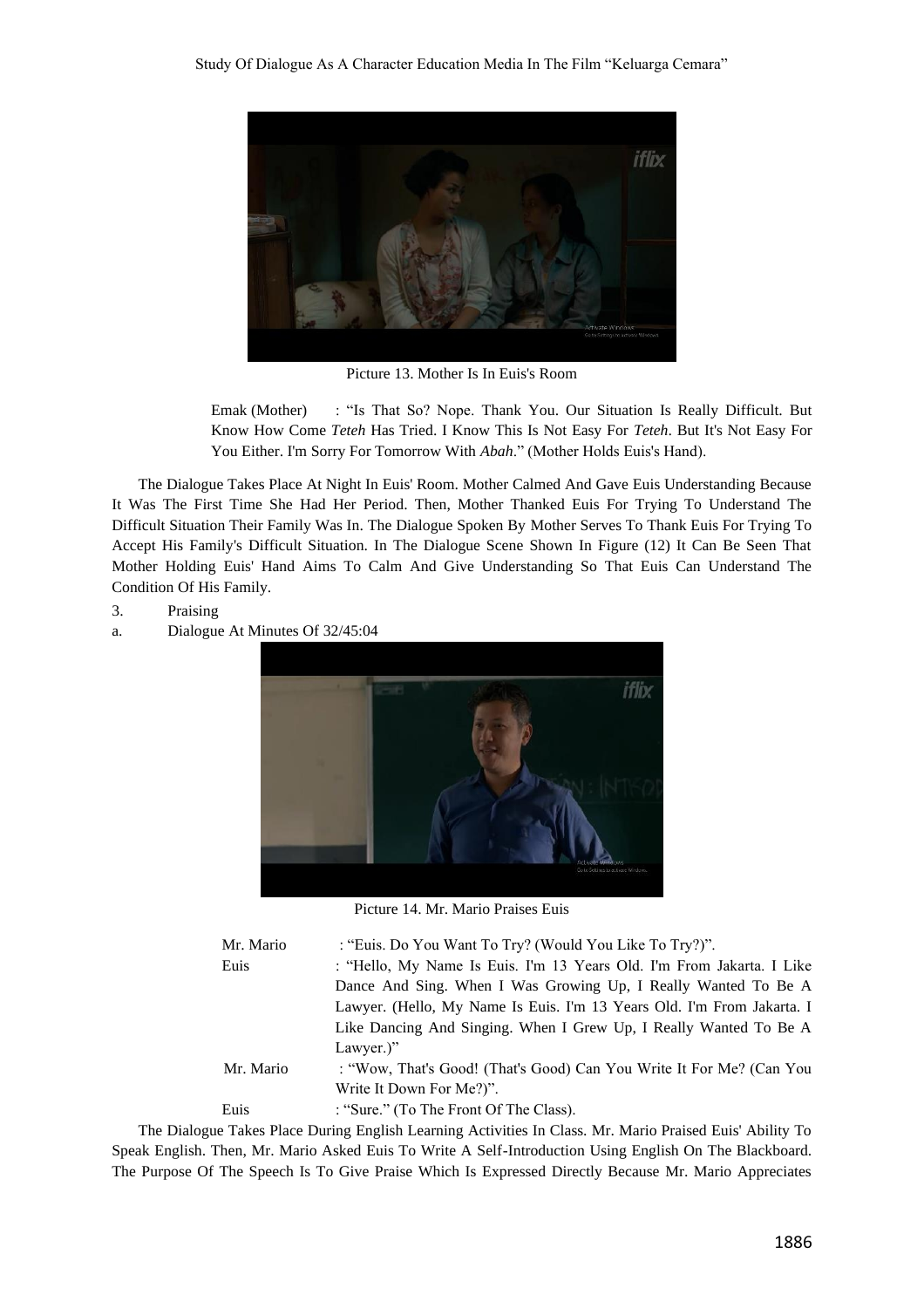Picture 13. Mother Is In Euis's Room

Emak (Mother) : "Is That So? Nope. Thank You. Our Situation Is Really Difficult. But Know How Come *Teteh* Has Tried. I Know This Is Not Easy For *Teteh*. But It's Not Easy For You Either. I'm Sorry For Tomorrow With *Abah*." (Mother Holds Euis's Hand).

The Dialogue Takes Place At Night In Euis' Room. Mother Calmed And Gave Euis Understanding Because It Was The First Time She Had Her Period. Then, Mother Thanked Euis For Trying To Understand The Difficult Situation Their Family Was In. The Dialogue Spoken By Mother Serves To Thank Euis For Trying To Accept His Family's Difficult Situation. In The Dialogue Scene Shown In Figure (12) It Can Be Seen That Mother Holding Euis' Hand Aims To Calm And Give Understanding So That Euis Can Understand The Condition Of His Family.

3. Praising

a. Dialogue At Minutes Of 32/45:04

Picture 14. Mr. Mario Praises Euis

Mr. Mario : "Euis. Do You Want To Try? (Would You Like To Try?)".

Euis : "Hello, My Name Is Euis. I'm 13 Years Old. I'm From Jakarta. I Like Dance And Sing. When I Was Growing Up, I Really Wanted To Be A Lawyer. (Hello, My Name Is Euis. I'm 13 Years Old. I'm From Jakarta. I Like Dancing And Singing. When I Grew Up, I Really Wanted To Be A Lawyer.)"

Mr. Mario : "Wow, That's Good! (That's Good) Can You Write It For Me? (Can You Write It Down For Me?)".

Euis : "Sure." (To The Front Of The Class).

The Dialogue Takes Place During English Learning Activities In Class. Mr. Mario Praised Euis' Ability To Speak English. Then, Mr. Mario Asked Euis To Write A Self-Introduction Using English On The Blackboard. The Purpose Of The Speech Is To Give Praise Which Is Expressed Directly Because Mr. Mario Appreciates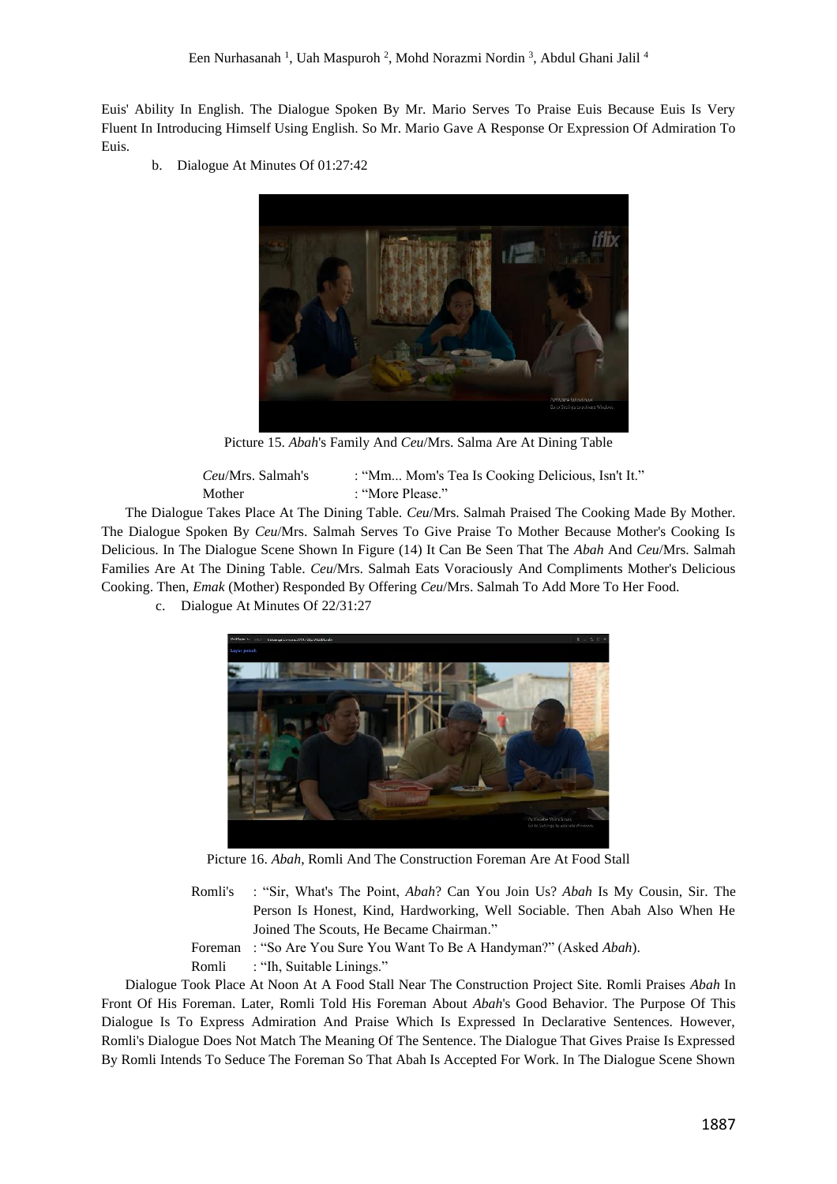Euis' Ability In English. The Dialogue Spoken By Mr. Mario Serves To Praise Euis Because Euis Is Very Fluent In Introducing Himself Using English. So Mr. Mario Gave A Response Or Expression Of Admiration To Euis.

b. Dialogue At Minutes Of 01:27:42

Picture 15. *Abah*'s Family And *Ceu*/Mrs. Salma Are At Dining Table

*Ceu*/Mrs. Salmah's : "Mm... Mom's Tea Is Cooking Delicious, Isn't It."
Mother : "More Please."

The Dialogue Takes Place At The Dining Table. *Ceu*/Mrs. Salmah Praised The Cooking Made By Mother. The Dialogue Spoken By *Ceu*/Mrs. Salmah Serves To Give Praise To Mother Because Mother's Cooking Is Delicious. In The Dialogue Scene Shown In Figure (14) It Can Be Seen That The *Abah* And *Ceu*/Mrs. Salmah Families Are At The Dining Table. *Ceu*/Mrs. Salmah Eats Voraciously And Compliments Mother's Delicious Cooking. Then, *Emak* (Mother) Responded By Offering *Ceu*/Mrs. Salmah To Add More To Her Food.

c. Dialogue At Minutes Of 22/31:27

Picture 16. *Abah*, Romli And The Construction Foreman Are At Food Stall

Romli's : "Sir, What's The Point, *Abah*? Can You Join Us? *Abah* Is My Cousin, Sir. The Person Is Honest, Kind, Hardworking, Well Sociable. Then Abah Also When He Joined The Scouts, He Became Chairman."
Foreman : "So Are You Sure You Want To Be A Handyman?" (Asked *Abah*).
Romli : "Ih, Suitable Linings."

Dialogue Took Place At Noon At A Food Stall Near The Construction Project Site. Romli Praises *Abah* In Front Of His Foreman. Later, Romli Told His Foreman About *Abah*'s Good Behavior. The Purpose Of This Dialogue Is To Express Admiration And Praise Which Is Expressed In Declarative Sentences. However, Romli's Dialogue Does Not Match The Meaning Of The Sentence. The Dialogue That Gives Praise Is Expressed By Romli Intends To Seduce The Foreman So That Abah Is Accepted For Work. In The Dialogue Scene Shown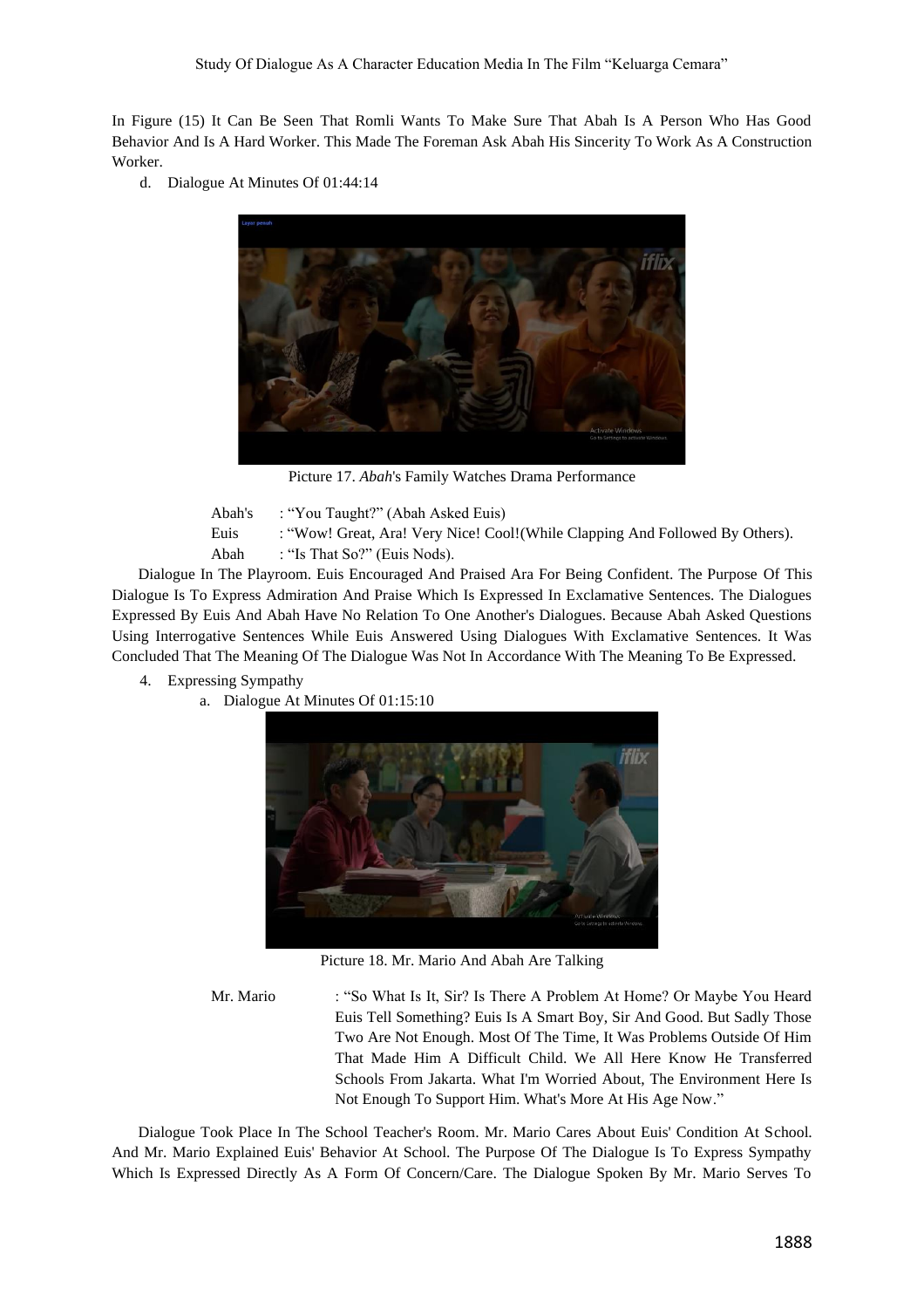In Figure (15) It Can Be Seen That Romli Wants To Make Sure That Abah Is A Person Who Has Good Behavior And Is A Hard Worker. This Made The Foreman Ask Abah His Sincerity To Work As A Construction Worker.

d. Dialogue At Minutes Of 01:44:14

Picture 17. *Abah*'s Family Watches Drama Performance

Abah's : "You Taught?" (Abah Asked Euis)
Euis : "Wow! Great, Ara! Very Nice! Cool!(While Clapping And Followed By Others).
Abah : "Is That So?" (Euis Nods).

Dialogue In The Playroom. Euis Encouraged And Praised Ara For Being Confident. The Purpose Of This Dialogue Is To Express Admiration And Praise Which Is Expressed In Exclamative Sentences. The Dialogues Expressed By Euis And Abah Have No Relation To One Another's Dialogues. Because Abah Asked Questions Using Interrogative Sentences While Euis Answered Using Dialogues With Exclamative Sentences. It Was Concluded That The Meaning Of The Dialogue Was Not In Accordance With The Meaning To Be Expressed.

4. Expressing Sympathy

a. Dialogue At Minutes Of 01:15:10

Picture 18. Mr. Mario And Abah Are Talking

Mr. Mario : "So What Is It, Sir? Is There A Problem At Home? Or Maybe You Heard Euis Tell Something? Euis Is A Smart Boy, Sir And Good. But Sadly Those Two Are Not Enough. Most Of The Time, It Was Problems Outside Of Him That Made Him A Difficult Child. We All Here Know He Transferred Schools From Jakarta. What I'm Worried About, The Environment Here Is Not Enough To Support Him. What's More At His Age Now."

Dialogue Took Place In The School Teacher's Room. Mr. Mario Cares About Euis' Condition At School. And Mr. Mario Explained Euis' Behavior At School. The Purpose Of The Dialogue Is To Express Sympathy Which Is Expressed Directly As A Form Of Concern/Care. The Dialogue Spoken By Mr. Mario Serves To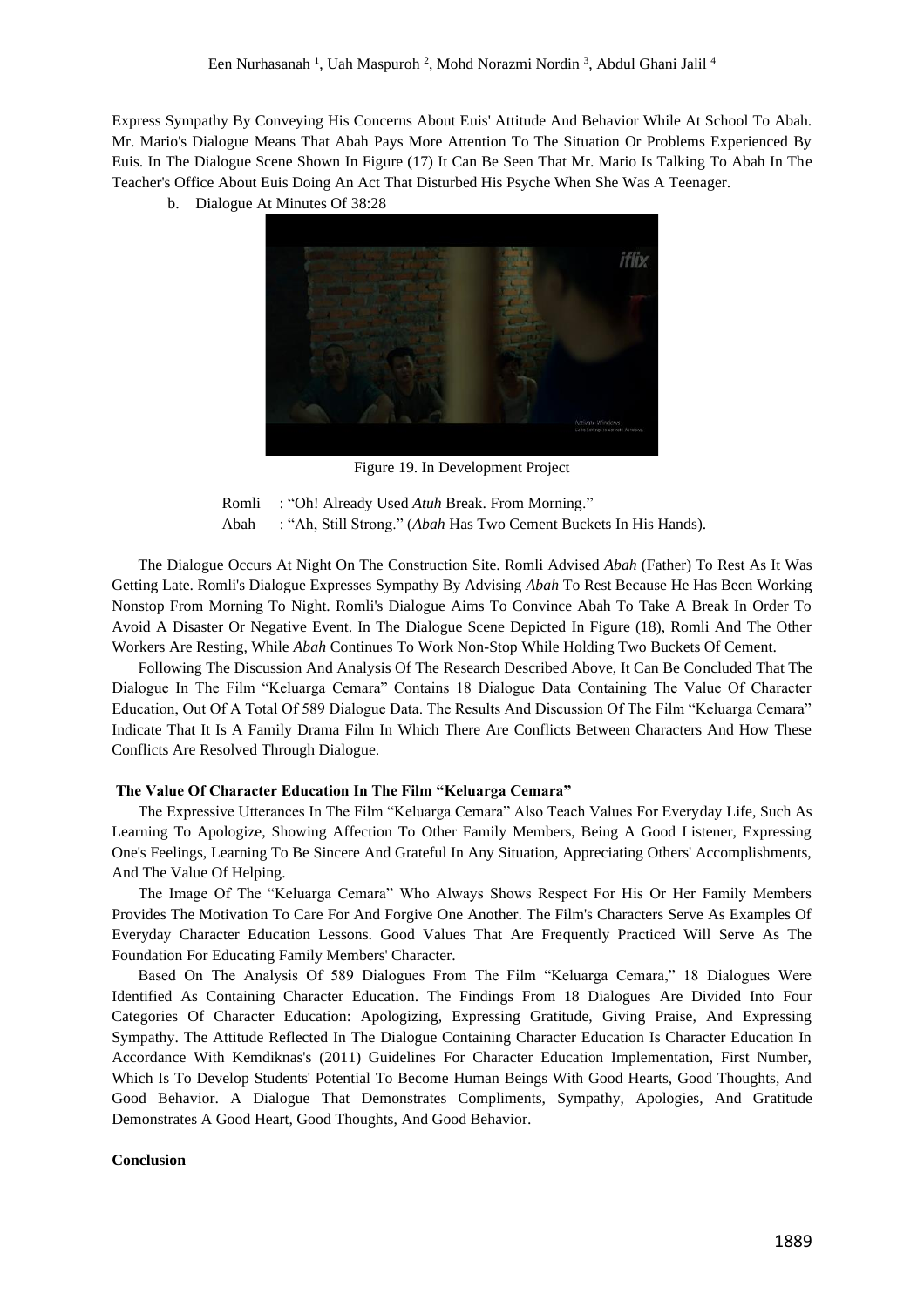Express Sympathy By Conveying His Concerns About Euis' Attitude And Behavior While At School To Abah. Mr. Mario's Dialogue Means That Abah Pays More Attention To The Situation Or Problems Experienced By Euis. In The Dialogue Scene Shown In Figure (17) It Can Be Seen That Mr. Mario Is Talking To Abah In The Teacher's Office About Euis Doing An Act That Disturbed His Psyche When She Was A Teenager.

b. Dialogue At Minutes Of 38:28

Figure 19. In Development Project

Romli : "Oh! Already Used *Atuh* Break. From Morning."
Abah : "Ah, Still Strong." (*Abah* Has Two Cement Buckets In His Hands).

The Dialogue Occurs At Night On The Construction Site. Romli Advised *Abah* (Father) To Rest As It Was Getting Late. Romli's Dialogue Expresses Sympathy By Advising *Abah* To Rest Because He Has Been Working Nonstop From Morning To Night. Romli's Dialogue Aims To Convince Abah To Take A Break In Order To Avoid A Disaster Or Negative Event. In The Dialogue Scene Depicted In Figure (18), Romli And The Other Workers Are Resting, While *Abah* Continues To Work Non-Stop While Holding Two Buckets Of Cement.

Following The Discussion And Analysis Of The Research Described Above, It Can Be Concluded That The Dialogue In The Film "Keluarga Cemara" Contains 18 Dialogue Data Containing The Value Of Character Education, Out Of A Total Of 589 Dialogue Data. The Results And Discussion Of The Film "Keluarga Cemara" Indicate That It Is A Family Drama Film In Which There Are Conflicts Between Characters And How These Conflicts Are Resolved Through Dialogue.

**The Value Of Character Education In The Film "Keluarga Cemara"**

The Expressive Utterances In The Film "Keluarga Cemara" Also Teach Values For Everyday Life, Such As Learning To Apologize, Showing Affection To Other Family Members, Being A Good Listener, Expressing One's Feelings, Learning To Be Sincere And Grateful In Any Situation, Appreciating Others' Accomplishments, And The Value Of Helping.

The Image Of The "Keluarga Cemara" Who Always Shows Respect For His Or Her Family Members Provides The Motivation To Care For And Forgive One Another. The Film's Characters Serve As Examples Of Everyday Character Education Lessons. Good Values That Are Frequently Practiced Will Serve As The Foundation For Educating Family Members' Character.

Based On The Analysis Of 589 Dialogues From The Film "Keluarga Cemara," 18 Dialogues Were Identified As Containing Character Education. The Findings From 18 Dialogues Are Divided Into Four Categories Of Character Education: Apologizing, Expressing Gratitude, Giving Praise, And Expressing Sympathy. The Attitude Reflected In The Dialogue Containing Character Education Is Character Education In Accordance With Kemdiknas's (2011) Guidelines For Character Education Implementation, First Number, Which Is To Develop Students' Potential To Become Human Beings With Good Hearts, Good Thoughts, And Good Behavior. A Dialogue That Demonstrates Compliments, Sympathy, Apologies, And Gratitude Demonstrates A Good Heart, Good Thoughts, And Good Behavior.

**Conclusion**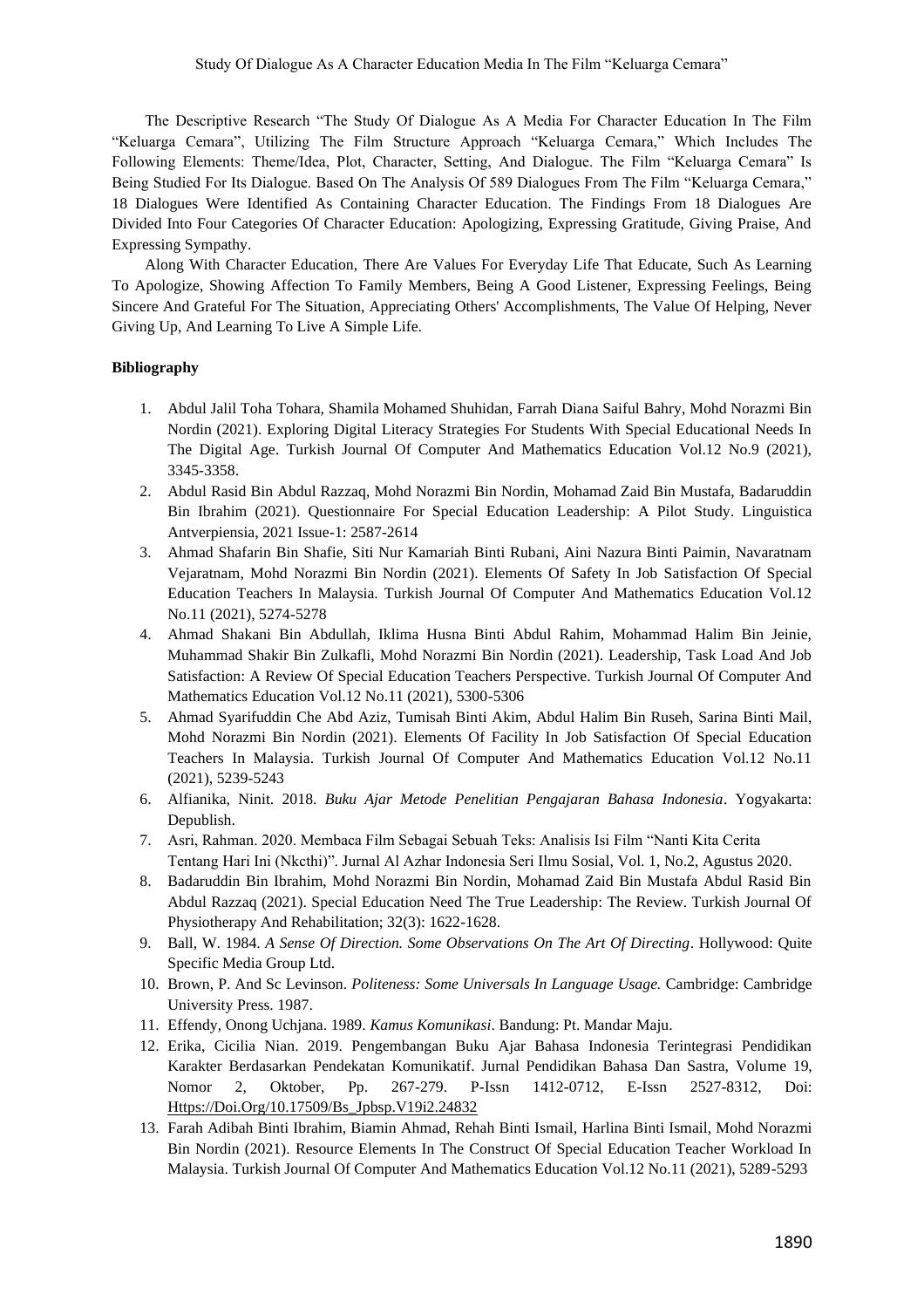The Descriptive Research "The Study Of Dialogue As A Media For Character Education In The Film "Keluarga Cemara", Utilizing The Film Structure Approach "Keluarga Cemara," Which Includes The Following Elements: Theme/Idea, Plot, Character, Setting, And Dialogue. The Film "Keluarga Cemara" Is Being Studied For Its Dialogue. Based On The Analysis Of 589 Dialogues From The Film "Keluarga Cemara," 18 Dialogues Were Identified As Containing Character Education. The Findings From 18 Dialogues Are Divided Into Four Categories Of Character Education: Apologizing, Expressing Gratitude, Giving Praise, And Expressing Sympathy.

Along With Character Education, There Are Values For Everyday Life That Educate, Such As Learning To Apologize, Showing Affection To Family Members, Being A Good Listener, Expressing Feelings, Being Sincere And Grateful For The Situation, Appreciating Others' Accomplishments, The Value Of Helping, Never Giving Up, And Learning To Live A Simple Life.

**Bibliography**

1. Abdul Jalil Toha Tohara, Shamila Mohamed Shuhidan, Farrah Diana Saiful Bahry, Mohd Norazmi Bin Nordin (2021). Exploring Digital Literacy Strategies For Students With Special Educational Needs In The Digital Age. Turkish Journal Of Computer And Mathematics Education Vol.12 No.9 (2021), 3345-3358.
2. Abdul Rasid Bin Abdul Razzaq, Mohd Norazmi Bin Nordin, Mohamad Zaid Bin Mustafa, Badaruddin Bin Ibrahim (2021). Questionnaire For Special Education Leadership: A Pilot Study. Linguistica Antverpiensia, 2021 Issue-1: 2587-2614
3. Ahmad Shafarin Bin Shafie, Siti Nur Kamariah Binti Rubani, Aini Nazura Binti Paimin, Navaratnam Vejaratnam, Mohd Norazmi Bin Nordin (2021). Elements Of Safety In Job Satisfaction Of Special Education Teachers In Malaysia. Turkish Journal Of Computer And Mathematics Education Vol.12 No.11 (2021), 5274-5278
4. Ahmad Shakani Bin Abdullah, Iklima Husna Binti Abdul Rahim, Mohammad Halim Bin Jeinie, Muhammad Shakir Bin Zulkafli, Mohd Norazmi Bin Nordin (2021). Leadership, Task Load And Job Satisfaction: A Review Of Special Education Teachers Perspective. Turkish Journal Of Computer And Mathematics Education Vol.12 No.11 (2021), 5300-5306
5. Ahmad Syarifuddin Che Abd Aziz, Tumisah Binti Akim, Abdul Halim Bin Ruseh, Sarina Binti Mail, Mohd Norazmi Bin Nordin (2021). Elements Of Facility In Job Satisfaction Of Special Education Teachers In Malaysia. Turkish Journal Of Computer And Mathematics Education Vol.12 No.11 (2021), 5239-5243
6. Alfianika, Ninit. 2018. *Buku Ajar Metode Penelitian Pengajaran Bahasa Indonesia*. Yogyakarta: Depublish.
7. Asri, Rahman. 2020. Membaca Film Sebagai Sebuah Teks: Analisis Isi Film "Nanti Kita Cerita Tentang Hari Ini (Nkcthi)". Jurnal Al Azhar Indonesia Seri Ilmu Sosial, Vol. 1, No.2, Agustus 2020.
8. Badaruddin Bin Ibrahim, Mohd Norazmi Bin Nordin, Mohamad Zaid Bin Mustafa Abdul Rasid Bin Abdul Razzaq (2021). Special Education Need The True Leadership: The Review. Turkish Journal Of Physiotherapy And Rehabilitation; 32(3): 1622-1628.
9. Ball, W. 1984. *A Sense Of Direction. Some Observations On The Art Of Directing*. Hollywood: Quite Specific Media Group Ltd.
10. Brown, P. And Sc Levinson. *Politeness: Some Universals In Language Usage.* Cambridge: Cambridge University Press. 1987.
11. Effendy, Onong Uchjana. 1989. *Kamus Komunikasi*. Bandung: Pt. Mandar Maju.
12. Erika, Cicilia Nian. 2019. Pengembangan Buku Ajar Bahasa Indonesia Terintegrasi Pendidikan Karakter Berdasarkan Pendekatan Komunikatif. Jurnal Pendidikan Bahasa Dan Sastra, Volume 19, Nomor 2, Oktober, Pp. 267-279. P-Issn 1412-0712, E-Issn 2527-8312, Doi: Https://Doi.Org/10.17509/Bs_Jpbsp.V19i2.24832
13. Farah Adibah Binti Ibrahim, Biamin Ahmad, Rehah Binti Ismail, Harlina Binti Ismail, Mohd Norazmi Bin Nordin (2021). Resource Elements In The Construct Of Special Education Teacher Workload In Malaysia. Turkish Journal Of Computer And Mathematics Education Vol.12 No.11 (2021), 5289-5293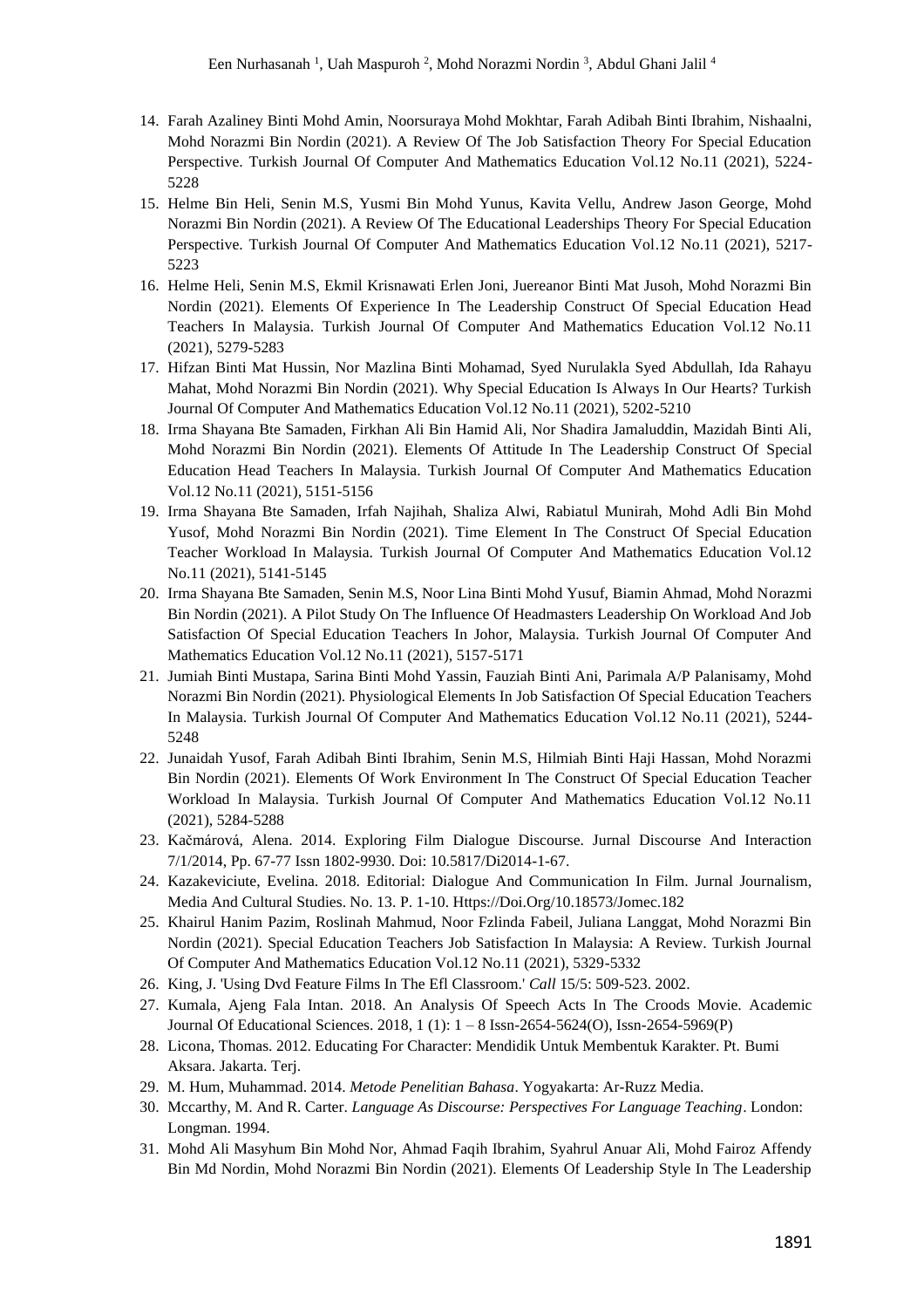14. Farah Azaliney Binti Mohd Amin, Noorsuraya Mohd Mokhtar, Farah Adibah Binti Ibrahim, Nishaalni, Mohd Norazmi Bin Nordin (2021). A Review Of The Job Satisfaction Theory For Special Education Perspective. Turkish Journal Of Computer And Mathematics Education Vol.12 No.11 (2021), 5224-5228
15. Helme Bin Heli, Senin M.S, Yusmi Bin Mohd Yunus, Kavita Vellu, Andrew Jason George, Mohd Norazmi Bin Nordin (2021). A Review Of The Educational Leaderships Theory For Special Education Perspective. Turkish Journal Of Computer And Mathematics Education Vol.12 No.11 (2021), 5217-5223
16. Helme Heli, Senin M.S, Ekmil Krisnawati Erlen Joni, Juereanor Binti Mat Jusoh, Mohd Norazmi Bin Nordin (2021). Elements Of Experience In The Leadership Construct Of Special Education Head Teachers In Malaysia. Turkish Journal Of Computer And Mathematics Education Vol.12 No.11 (2021), 5279-5283
17. Hifzan Binti Mat Hussin, Nor Mazlina Binti Mohamad, Syed Nurulakla Syed Abdullah, Ida Rahayu Mahat, Mohd Norazmi Bin Nordin (2021). Why Special Education Is Always In Our Hearts? Turkish Journal Of Computer And Mathematics Education Vol.12 No.11 (2021), 5202-5210
18. Irma Shayana Bte Samaden, Firkhan Ali Bin Hamid Ali, Nor Shadira Jamaluddin, Mazidah Binti Ali, Mohd Norazmi Bin Nordin (2021). Elements Of Attitude In The Leadership Construct Of Special Education Head Teachers In Malaysia. Turkish Journal Of Computer And Mathematics Education Vol.12 No.11 (2021), 5151-5156
19. Irma Shayana Bte Samaden, Irfah Najihah, Shaliza Alwi, Rabiatul Munirah, Mohd Adli Bin Mohd Yusof, Mohd Norazmi Bin Nordin (2021). Time Element In The Construct Of Special Education Teacher Workload In Malaysia. Turkish Journal Of Computer And Mathematics Education Vol.12 No.11 (2021), 5141-5145
20. Irma Shayana Bte Samaden, Senin M.S, Noor Lina Binti Mohd Yusuf, Biamin Ahmad, Mohd Norazmi Bin Nordin (2021). A Pilot Study On The Influence Of Headmasters Leadership On Workload And Job Satisfaction Of Special Education Teachers In Johor, Malaysia. Turkish Journal Of Computer And Mathematics Education Vol.12 No.11 (2021), 5157-5171
21. Jumiah Binti Mustapa, Sarina Binti Mohd Yassin, Fauziah Binti Ani, Parimala A/P Palanisamy, Mohd Norazmi Bin Nordin (2021). Physiological Elements In Job Satisfaction Of Special Education Teachers In Malaysia. Turkish Journal Of Computer And Mathematics Education Vol.12 No.11 (2021), 5244-5248
22. Junaidah Yusof, Farah Adibah Binti Ibrahim, Senin M.S, Hilmiah Binti Haji Hassan, Mohd Norazmi Bin Nordin (2021). Elements Of Work Environment In The Construct Of Special Education Teacher Workload In Malaysia. Turkish Journal Of Computer And Mathematics Education Vol.12 No.11 (2021), 5284-5288
23. Kačmárová, Alena. 2014. Exploring Film Dialogue Discourse. Jurnal Discourse And Interaction 7/1/2014, Pp. 67-77 Issn 1802-9930. Doi: 10.5817/Di2014-1-67.
24. Kazakeviciute, Evelina. 2018. Editorial: Dialogue And Communication In Film. Jurnal Journalism, Media And Cultural Studies. No. 13. P. 1-10. Https://Doi.Org/10.18573/Jomec.182
25. Khairul Hanim Pazim, Roslinah Mahmud, Noor Fzlinda Fabeil, Juliana Langgat, Mohd Norazmi Bin Nordin (2021). Special Education Teachers Job Satisfaction In Malaysia: A Review. Turkish Journal Of Computer And Mathematics Education Vol.12 No.11 (2021), 5329-5332
26. King, J. 'Using Dvd Feature Films In The Efl Classroom.' *Call* 15/5: 509-523. 2002.
27. Kumala, Ajeng Fala Intan. 2018. An Analysis Of Speech Acts In The Croods Movie. Academic Journal Of Educational Sciences. 2018, 1 (1): 1 – 8 Issn-2654-5624(O), Issn-2654-5969(P)
28. Licona, Thomas. 2012. Educating For Character: Mendidik Untuk Membentuk Karakter. Pt. Bumi Aksara. Jakarta. Terj.
29. M. Hum, Muhammad. 2014. *Metode Penelitian Bahasa*. Yogyakarta: Ar-Ruzz Media.
30. Mccarthy, M. And R. Carter. *Language As Discourse: Perspectives For Language Teaching*. London: Longman. 1994.
31. Mohd Ali Masyhum Bin Mohd Nor, Ahmad Faqih Ibrahim, Syahrul Anuar Ali, Mohd Fairoz Affendy Bin Md Nordin, Mohd Norazmi Bin Nordin (2021). Elements Of Leadership Style In The Leadership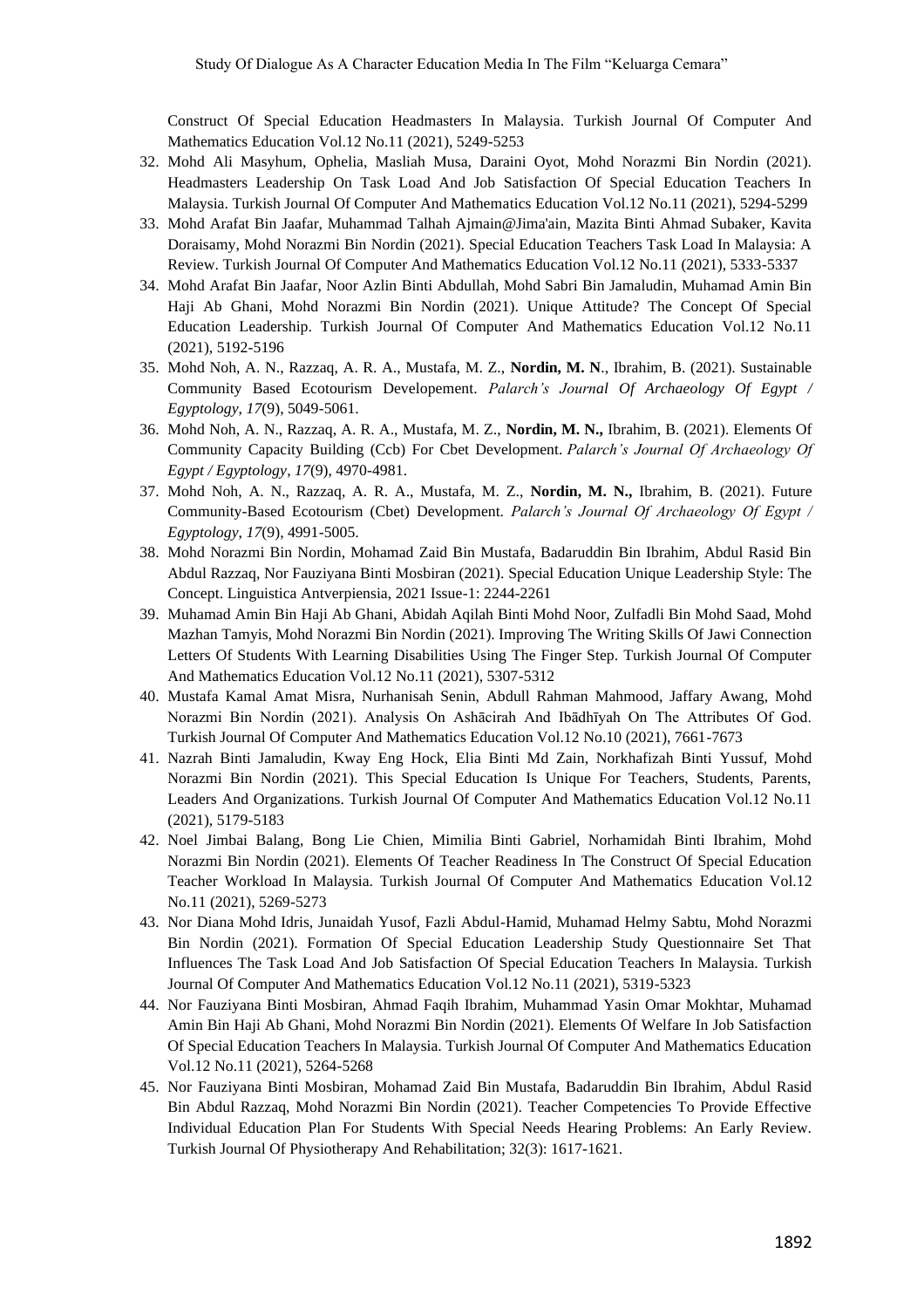Construct Of Special Education Headmasters In Malaysia. Turkish Journal Of Computer And Mathematics Education Vol.12 No.11 (2021), 5249-5253

32. Mohd Ali Masyhum, Ophelia, Masliah Musa, Daraini Oyot, Mohd Norazmi Bin Nordin (2021). Headmasters Leadership On Task Load And Job Satisfaction Of Special Education Teachers In Malaysia. Turkish Journal Of Computer And Mathematics Education Vol.12 No.11 (2021), 5294-5299
33. Mohd Arafat Bin Jaafar, Muhammad Talhah Ajmain@Jima'ain, Mazita Binti Ahmad Subaker, Kavita Doraisamy, Mohd Norazmi Bin Nordin (2021). Special Education Teachers Task Load In Malaysia: A Review. Turkish Journal Of Computer And Mathematics Education Vol.12 No.11 (2021), 5333-5337
34. Mohd Arafat Bin Jaafar, Noor Azlin Binti Abdullah, Mohd Sabri Bin Jamaludin, Muhamad Amin Bin Haji Ab Ghani, Mohd Norazmi Bin Nordin (2021). Unique Attitude? The Concept Of Special Education Leadership. Turkish Journal Of Computer And Mathematics Education Vol.12 No.11 (2021), 5192-5196
35. Mohd Noh, A. N., Razzaq, A. R. A., Mustafa, M. Z., **Nordin, M. N**., Ibrahim, B. (2021). Sustainable Community Based Ecotourism Developement. *Palarch's Journal Of Archaeology Of Egypt / Egyptology*, *17*(9), 5049-5061.
36. Mohd Noh, A. N., Razzaq, A. R. A., Mustafa, M. Z., **Nordin, M. N.,** Ibrahim, B. (2021). Elements Of Community Capacity Building (Ccb) For Cbet Development. *Palarch's Journal Of Archaeology Of Egypt / Egyptology*, *17*(9), 4970-4981.
37. Mohd Noh, A. N., Razzaq, A. R. A., Mustafa, M. Z., **Nordin, M. N.,** Ibrahim, B. (2021). Future Community-Based Ecotourism (Cbet) Development. *Palarch's Journal Of Archaeology Of Egypt / Egyptology*, *17*(9), 4991-5005.
38. Mohd Norazmi Bin Nordin, Mohamad Zaid Bin Mustafa, Badaruddin Bin Ibrahim, Abdul Rasid Bin Abdul Razzaq, Nor Fauziyana Binti Mosbiran (2021). Special Education Unique Leadership Style: The Concept. Linguistica Antverpiensia, 2021 Issue-1: 2244-2261
39. Muhamad Amin Bin Haji Ab Ghani, Abidah Aqilah Binti Mohd Noor, Zulfadli Bin Mohd Saad, Mohd Mazhan Tamyis, Mohd Norazmi Bin Nordin (2021). Improving The Writing Skills Of Jawi Connection Letters Of Students With Learning Disabilities Using The Finger Step. Turkish Journal Of Computer And Mathematics Education Vol.12 No.11 (2021), 5307-5312
40. Mustafa Kamal Amat Misra, Nurhanisah Senin, Abdull Rahman Mahmood, Jaffary Awang, Mohd Norazmi Bin Nordin (2021). Analysis On Ashācirah And Ibādhīyah On The Attributes Of God. Turkish Journal Of Computer And Mathematics Education Vol.12 No.10 (2021), 7661-7673
41. Nazrah Binti Jamaludin, Kway Eng Hock, Elia Binti Md Zain, Norkhafizah Binti Yussuf, Mohd Norazmi Bin Nordin (2021). This Special Education Is Unique For Teachers, Students, Parents, Leaders And Organizations. Turkish Journal Of Computer And Mathematics Education Vol.12 No.11 (2021), 5179-5183
42. Noel Jimbai Balang, Bong Lie Chien, Mimilia Binti Gabriel, Norhamidah Binti Ibrahim, Mohd Norazmi Bin Nordin (2021). Elements Of Teacher Readiness In The Construct Of Special Education Teacher Workload In Malaysia. Turkish Journal Of Computer And Mathematics Education Vol.12 No.11 (2021), 5269-5273
43. Nor Diana Mohd Idris, Junaidah Yusof, Fazli Abdul-Hamid, Muhamad Helmy Sabtu, Mohd Norazmi Bin Nordin (2021). Formation Of Special Education Leadership Study Questionnaire Set That Influences The Task Load And Job Satisfaction Of Special Education Teachers In Malaysia. Turkish Journal Of Computer And Mathematics Education Vol.12 No.11 (2021), 5319-5323
44. Nor Fauziyana Binti Mosbiran, Ahmad Faqih Ibrahim, Muhammad Yasin Omar Mokhtar, Muhamad Amin Bin Haji Ab Ghani, Mohd Norazmi Bin Nordin (2021). Elements Of Welfare In Job Satisfaction Of Special Education Teachers In Malaysia. Turkish Journal Of Computer And Mathematics Education Vol.12 No.11 (2021), 5264-5268
45. Nor Fauziyana Binti Mosbiran, Mohamad Zaid Bin Mustafa, Badaruddin Bin Ibrahim, Abdul Rasid Bin Abdul Razzaq, Mohd Norazmi Bin Nordin (2021). Teacher Competencies To Provide Effective Individual Education Plan For Students With Special Needs Hearing Problems: An Early Review. Turkish Journal Of Physiotherapy And Rehabilitation; 32(3): 1617-1621.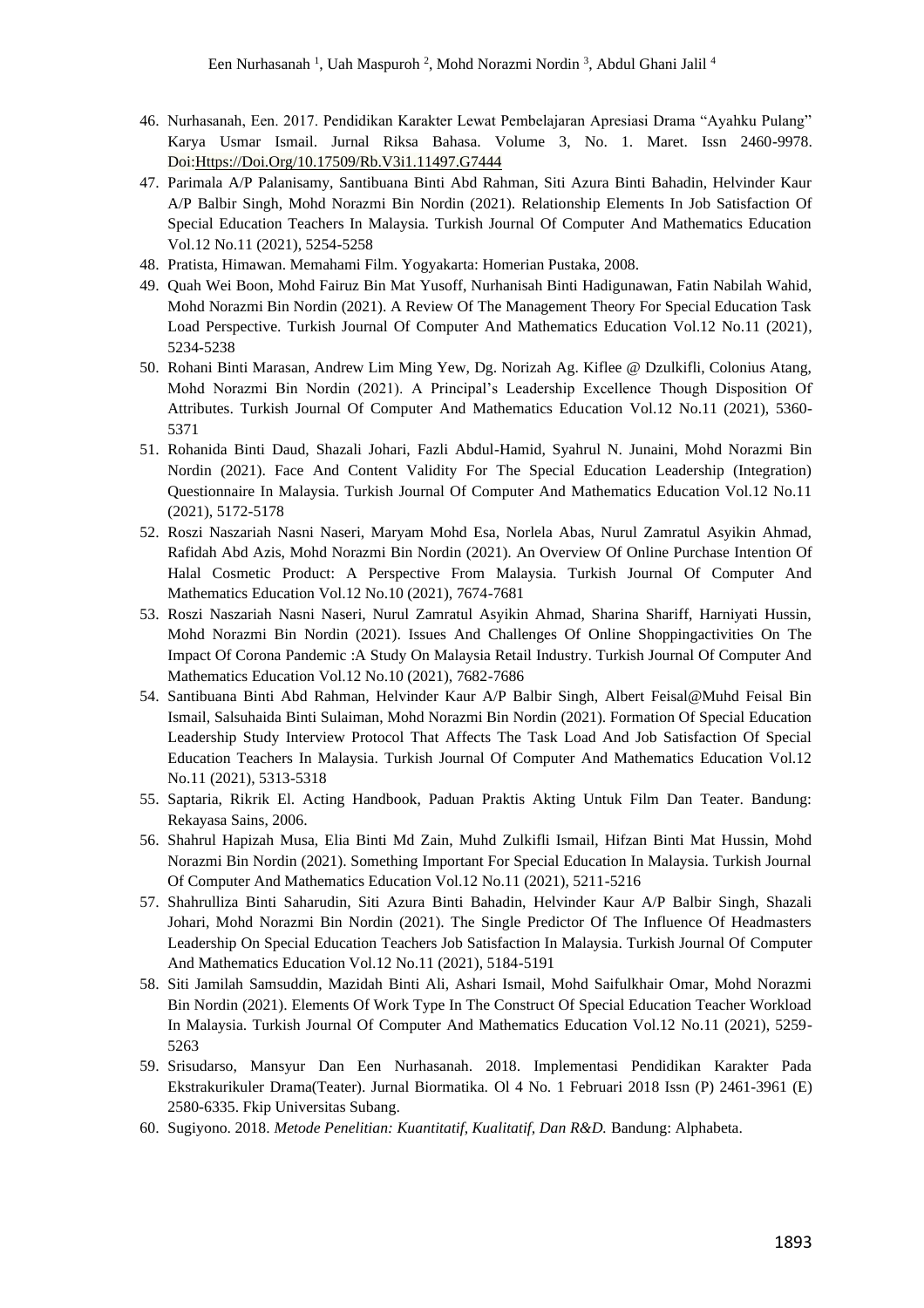46. Nurhasanah, Een. 2017. Pendidikan Karakter Lewat Pembelajaran Apresiasi Drama "Ayahku Pulang" Karya Usmar Ismail. Jurnal Riksa Bahasa. Volume 3, No. 1. Maret. Issn 2460-9978. Doi:Https://Doi.Org/10.17509/Rb.V3i1.11497.G7444
47. Parimala A/P Palanisamy, Santibuana Binti Abd Rahman, Siti Azura Binti Bahadin, Helvinder Kaur A/P Balbir Singh, Mohd Norazmi Bin Nordin (2021). Relationship Elements In Job Satisfaction Of Special Education Teachers In Malaysia. Turkish Journal Of Computer And Mathematics Education Vol.12 No.11 (2021), 5254-5258
48. Pratista, Himawan. Memahami Film. Yogyakarta: Homerian Pustaka, 2008.
49. Quah Wei Boon, Mohd Fairuz Bin Mat Yusoff, Nurhanisah Binti Hadigunawan, Fatin Nabilah Wahid, Mohd Norazmi Bin Nordin (2021). A Review Of The Management Theory For Special Education Task Load Perspective. Turkish Journal Of Computer And Mathematics Education Vol.12 No.11 (2021), 5234-5238
50. Rohani Binti Marasan, Andrew Lim Ming Yew, Dg. Norizah Ag. Kiflee @ Dzulkifli, Colonius Atang, Mohd Norazmi Bin Nordin (2021). A Principal's Leadership Excellence Though Disposition Of Attributes. Turkish Journal Of Computer And Mathematics Education Vol.12 No.11 (2021), 5360-5371
51. Rohanida Binti Daud, Shazali Johari, Fazli Abdul-Hamid, Syahrul N. Junaini, Mohd Norazmi Bin Nordin (2021). Face And Content Validity For The Special Education Leadership (Integration) Questionnaire In Malaysia. Turkish Journal Of Computer And Mathematics Education Vol.12 No.11 (2021), 5172-5178
52. Roszi Naszariah Nasni Naseri, Maryam Mohd Esa, Norlela Abas, Nurul Zamratul Asyikin Ahmad, Rafidah Abd Azis, Mohd Norazmi Bin Nordin (2021). An Overview Of Online Purchase Intention Of Halal Cosmetic Product: A Perspective From Malaysia. Turkish Journal Of Computer And Mathematics Education Vol.12 No.10 (2021), 7674-7681
53. Roszi Naszariah Nasni Naseri, Nurul Zamratul Asyikin Ahmad, Sharina Shariff, Harniyati Hussin, Mohd Norazmi Bin Nordin (2021). Issues And Challenges Of Online Shoppingactivities On The Impact Of Corona Pandemic :A Study On Malaysia Retail Industry. Turkish Journal Of Computer And Mathematics Education Vol.12 No.10 (2021), 7682-7686
54. Santibuana Binti Abd Rahman, Helvinder Kaur A/P Balbir Singh, Albert Feisal@Muhd Feisal Bin Ismail, Salsuhaida Binti Sulaiman, Mohd Norazmi Bin Nordin (2021). Formation Of Special Education Leadership Study Interview Protocol That Affects The Task Load And Job Satisfaction Of Special Education Teachers In Malaysia. Turkish Journal Of Computer And Mathematics Education Vol.12 No.11 (2021), 5313-5318
55. Saptaria, Rikrik El. Acting Handbook, Paduan Praktis Akting Untuk Film Dan Teater. Bandung: Rekayasa Sains, 2006.
56. Shahrul Hapizah Musa, Elia Binti Md Zain, Muhd Zulkifli Ismail, Hifzan Binti Mat Hussin, Mohd Norazmi Bin Nordin (2021). Something Important For Special Education In Malaysia. Turkish Journal Of Computer And Mathematics Education Vol.12 No.11 (2021), 5211-5216
57. Shahrulliza Binti Saharudin, Siti Azura Binti Bahadin, Helvinder Kaur A/P Balbir Singh, Shazali Johari, Mohd Norazmi Bin Nordin (2021). The Single Predictor Of The Influence Of Headmasters Leadership On Special Education Teachers Job Satisfaction In Malaysia. Turkish Journal Of Computer And Mathematics Education Vol.12 No.11 (2021), 5184-5191
58. Siti Jamilah Samsuddin, Mazidah Binti Ali, Ashari Ismail, Mohd Saifulkhair Omar, Mohd Norazmi Bin Nordin (2021). Elements Of Work Type In The Construct Of Special Education Teacher Workload In Malaysia. Turkish Journal Of Computer And Mathematics Education Vol.12 No.11 (2021), 5259-5263
59. Srisudarso, Mansyur Dan Een Nurhasanah. 2018. Implementasi Pendidikan Karakter Pada Ekstrakurikuler Drama(Teater). Jurnal Biormatika. Ol 4 No. 1 Februari 2018 Issn (P) 2461-3961 (E) 2580-6335. Fkip Universitas Subang.
60. Sugiyono. 2018. *Metode Penelitian: Kuantitatif, Kualitatif, Dan R&D.* Bandung: Alphabeta.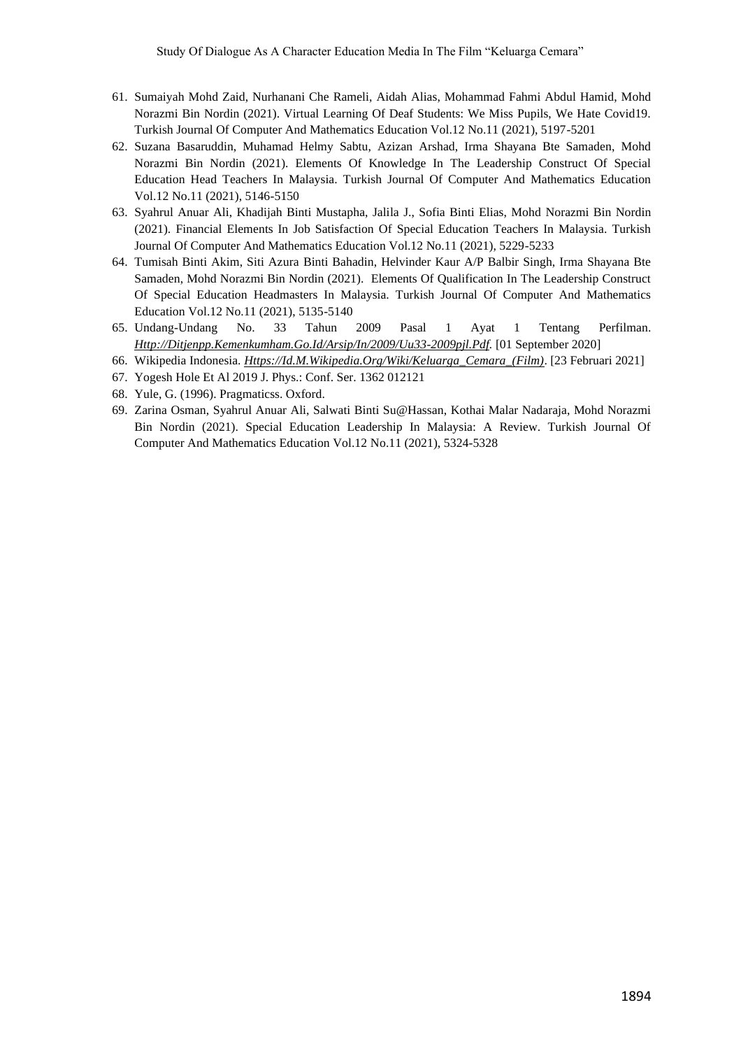61. Sumaiyah Mohd Zaid, Nurhanani Che Rameli, Aidah Alias, Mohammad Fahmi Abdul Hamid, Mohd Norazmi Bin Nordin (2021). Virtual Learning Of Deaf Students: We Miss Pupils, We Hate Covid19. Turkish Journal Of Computer And Mathematics Education Vol.12 No.11 (2021), 5197-5201
62. Suzana Basaruddin, Muhamad Helmy Sabtu, Azizan Arshad, Irma Shayana Bte Samaden, Mohd Norazmi Bin Nordin (2021). Elements Of Knowledge In The Leadership Construct Of Special Education Head Teachers In Malaysia. Turkish Journal Of Computer And Mathematics Education Vol.12 No.11 (2021), 5146-5150
63. Syahrul Anuar Ali, Khadijah Binti Mustapha, Jalila J., Sofia Binti Elias, Mohd Norazmi Bin Nordin (2021). Financial Elements In Job Satisfaction Of Special Education Teachers In Malaysia. Turkish Journal Of Computer And Mathematics Education Vol.12 No.11 (2021), 5229-5233
64. Tumisah Binti Akim, Siti Azura Binti Bahadin, Helvinder Kaur A/P Balbir Singh, Irma Shayana Bte Samaden, Mohd Norazmi Bin Nordin (2021). Elements Of Qualification In The Leadership Construct Of Special Education Headmasters In Malaysia. Turkish Journal Of Computer And Mathematics Education Vol.12 No.11 (2021), 5135-5140
65. Undang-Undang No. 33 Tahun 2009 Pasal 1 Ayat 1 Tentang Perfilman. *Http://Ditjenpp.Kemenkumham.Go.Id/Arsip/In/2009/Uu33-2009pjl.Pdf.* [01 September 2020]
66. Wikipedia Indonesia. *Https://Id.M.Wikipedia.Org/Wiki/Keluarga_Cemara_(Film)*. [23 Februari 2021]
67. Yogesh Hole Et Al 2019 J. Phys.: Conf. Ser. 1362 012121
68. Yule, G. (1996). Pragmaticss. Oxford.
69. Zarina Osman, Syahrul Anuar Ali, Salwati Binti Su@Hassan, Kothai Malar Nadaraja, Mohd Norazmi Bin Nordin (2021). Special Education Leadership In Malaysia: A Review. Turkish Journal Of Computer And Mathematics Education Vol.12 No.11 (2021), 5324-5328